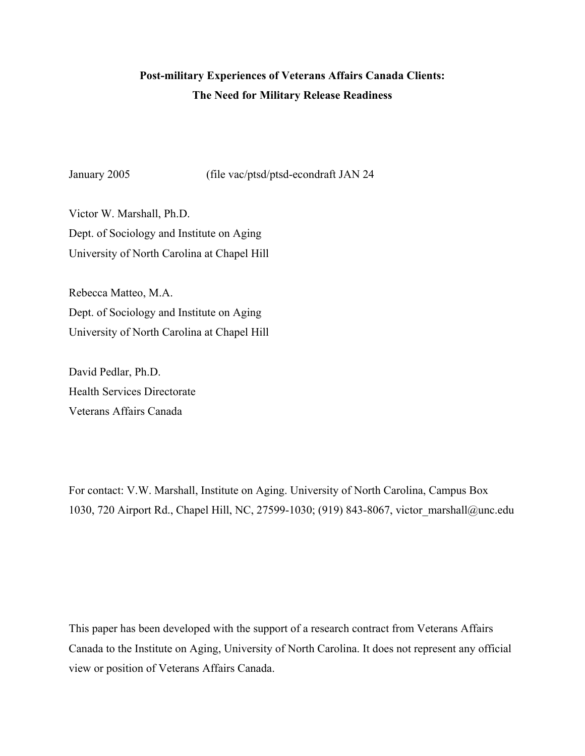# Post-military Experiences of Veterans Affairs Canada Clients: The Need for Military Release Readiness

January 2005 (file vac/ptsd/ptsd-econdraft JAN 24

Victor W. Marshall, Ph.D.
Dept. of Sociology and Institute on Aging
University of North Carolina at Chapel Hill

Rebecca Matteo, M.A.
Dept. of Sociology and Institute on Aging
University of North Carolina at Chapel Hill

David Pedlar, Ph.D.
Health Services Directorate
Veterans Affairs Canada

For contact: V.W. Marshall, Institute on Aging. University of North Carolina, Campus Box 1030, 720 Airport Rd., Chapel Hill, NC, 27599-1030; (919) 843-8067, victor_marshall@unc.edu

This paper has been developed with the support of a research contract from Veterans Affairs Canada to the Institute on Aging, University of North Carolina. It does not represent any official view or position of Veterans Affairs Canada.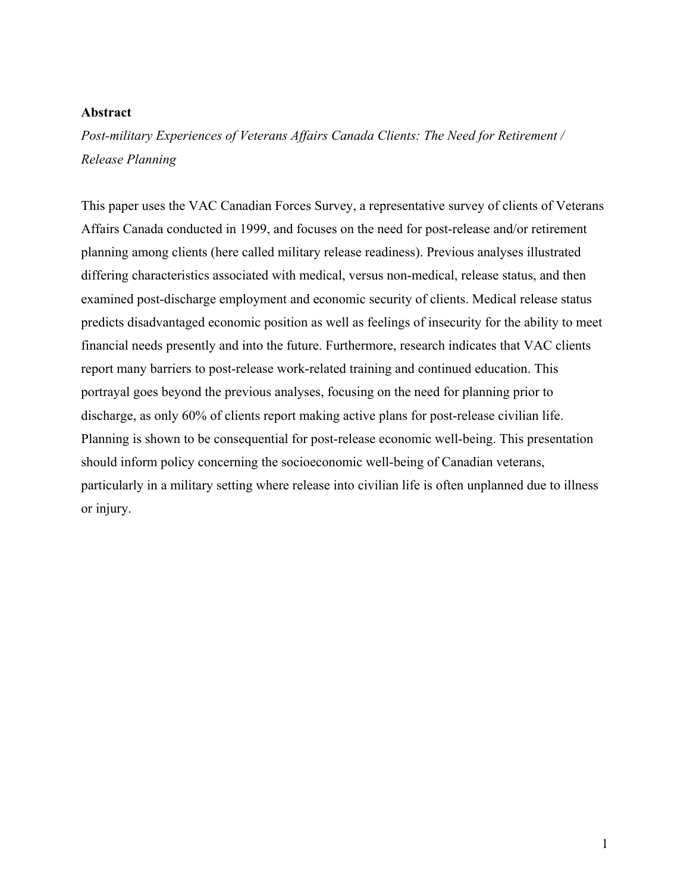## Abstract

*Post-military Experiences of Veterans Affairs Canada Clients: The Need for Retirement / Release Planning*

This paper uses the VAC Canadian Forces Survey, a representative survey of clients of Veterans Affairs Canada conducted in 1999, and focuses on the need for post-release and/or retirement planning among clients (here called military release readiness). Previous analyses illustrated differing characteristics associated with medical, versus non-medical, release status, and then examined post-discharge employment and economic security of clients. Medical release status predicts disadvantaged economic position as well as feelings of insecurity for the ability to meet financial needs presently and into the future. Furthermore, research indicates that VAC clients report many barriers to post-release work-related training and continued education. This portrayal goes beyond the previous analyses, focusing on the need for planning prior to discharge, as only 60% of clients report making active plans for post-release civilian life. Planning is shown to be consequential for post-release economic well-being. This presentation should inform policy concerning the socioeconomic well-being of Canadian veterans, particularly in a military setting where release into civilian life is often unplanned due to illness or injury.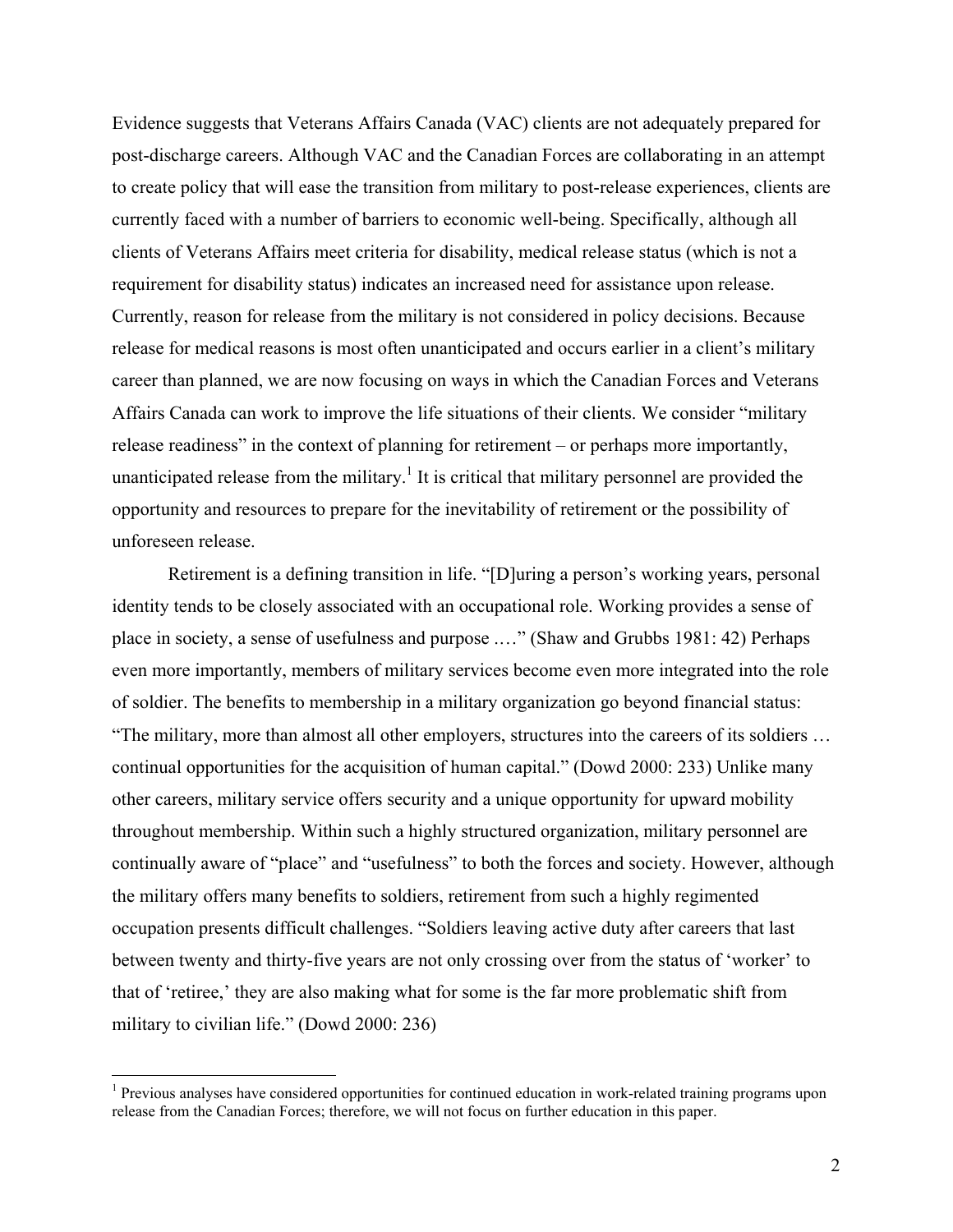Evidence suggests that Veterans Affairs Canada (VAC) clients are not adequately prepared for post-discharge careers. Although VAC and the Canadian Forces are collaborating in an attempt to create policy that will ease the transition from military to post-release experiences, clients are currently faced with a number of barriers to economic well-being. Specifically, although all clients of Veterans Affairs meet criteria for disability, medical release status (which is not a requirement for disability status) indicates an increased need for assistance upon release. Currently, reason for release from the military is not considered in policy decisions. Because release for medical reasons is most often unanticipated and occurs earlier in a client's military career than planned, we are now focusing on ways in which the Canadian Forces and Veterans Affairs Canada can work to improve the life situations of their clients. We consider "military release readiness" in the context of planning for retirement – or perhaps more importantly, unanticipated release from the military.[1] It is critical that military personnel are provided the opportunity and resources to prepare for the inevitability of retirement or the possibility of unforeseen release.

Retirement is a defining transition in life. "[D]uring a person's working years, personal identity tends to be closely associated with an occupational role. Working provides a sense of place in society, a sense of usefulness and purpose .…" (Shaw and Grubbs 1981: 42) Perhaps even more importantly, members of military services become even more integrated into the role of soldier. The benefits to membership in a military organization go beyond financial status: "The military, more than almost all other employers, structures into the careers of its soldiers … continual opportunities for the acquisition of human capital." (Dowd 2000: 233) Unlike many other careers, military service offers security and a unique opportunity for upward mobility throughout membership. Within such a highly structured organization, military personnel are continually aware of "place" and "usefulness" to both the forces and society. However, although the military offers many benefits to soldiers, retirement from such a highly regimented occupation presents difficult challenges. "Soldiers leaving active duty after careers that last between twenty and thirty-five years are not only crossing over from the status of 'worker' to that of 'retiree,' they are also making what for some is the far more problematic shift from military to civilian life." (Dowd 2000: 236)

[1] Previous analyses have considered opportunities for continued education in work-related training programs upon release from the Canadian Forces; therefore, we will not focus on further education in this paper.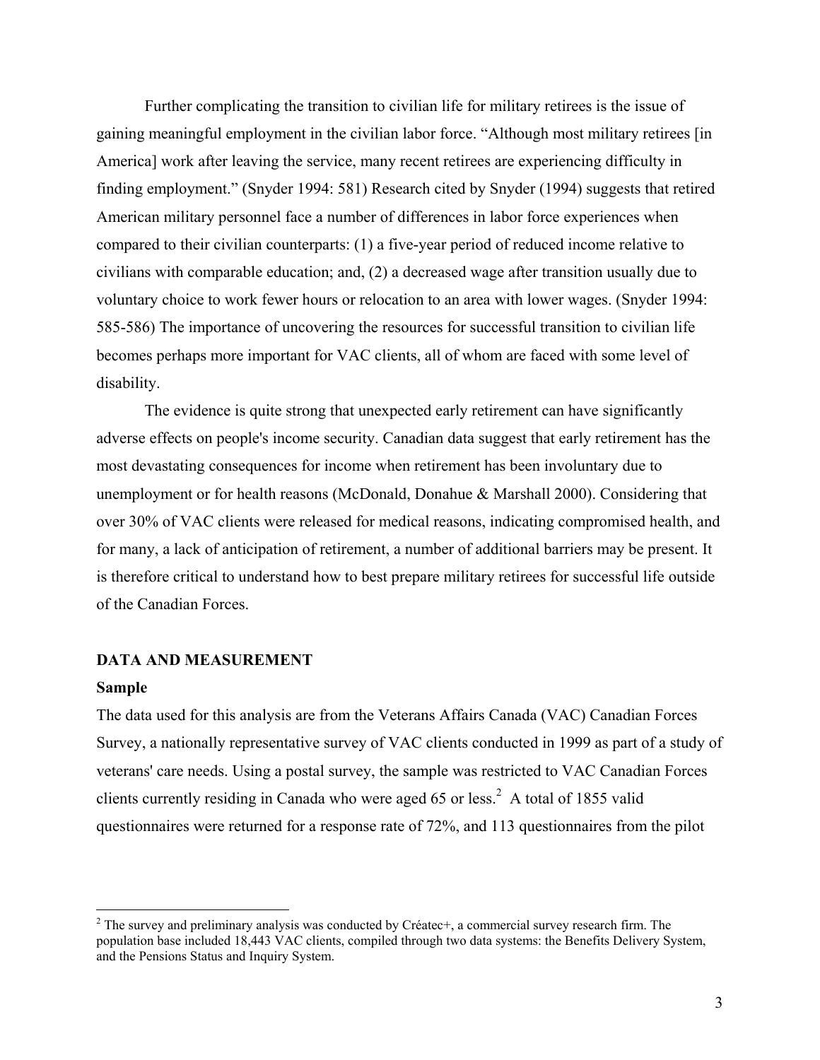Further complicating the transition to civilian life for military retirees is the issue of gaining meaningful employment in the civilian labor force. "Although most military retirees [in America] work after leaving the service, many recent retirees are experiencing difficulty in finding employment." (Snyder 1994: 581) Research cited by Snyder (1994) suggests that retired American military personnel face a number of differences in labor force experiences when compared to their civilian counterparts: (1) a five-year period of reduced income relative to civilians with comparable education; and, (2) a decreased wage after transition usually due to voluntary choice to work fewer hours or relocation to an area with lower wages. (Snyder 1994: 585-586) The importance of uncovering the resources for successful transition to civilian life becomes perhaps more important for VAC clients, all of whom are faced with some level of disability.

The evidence is quite strong that unexpected early retirement can have significantly adverse effects on people's income security. Canadian data suggest that early retirement has the most devastating consequences for income when retirement has been involuntary due to unemployment or for health reasons (McDonald, Donahue & Marshall 2000). Considering that over 30% of VAC clients were released for medical reasons, indicating compromised health, and for many, a lack of anticipation of retirement, a number of additional barriers may be present. It is therefore critical to understand how to best prepare military retirees for successful life outside of the Canadian Forces.

## DATA AND MEASUREMENT

### Sample

The data used for this analysis are from the Veterans Affairs Canada (VAC) Canadian Forces Survey, a nationally representative survey of VAC clients conducted in 1999 as part of a study of veterans' care needs. Using a postal survey, the sample was restricted to VAC Canadian Forces clients currently residing in Canada who were aged 65 or less.[2] A total of 1855 valid questionnaires were returned for a response rate of 72%, and 113 questionnaires from the pilot

---

[2] The survey and preliminary analysis was conducted by Créatec+, a commercial survey research firm. The population base included 18,443 VAC clients, compiled through two data systems: the Benefits Delivery System, and the Pensions Status and Inquiry System.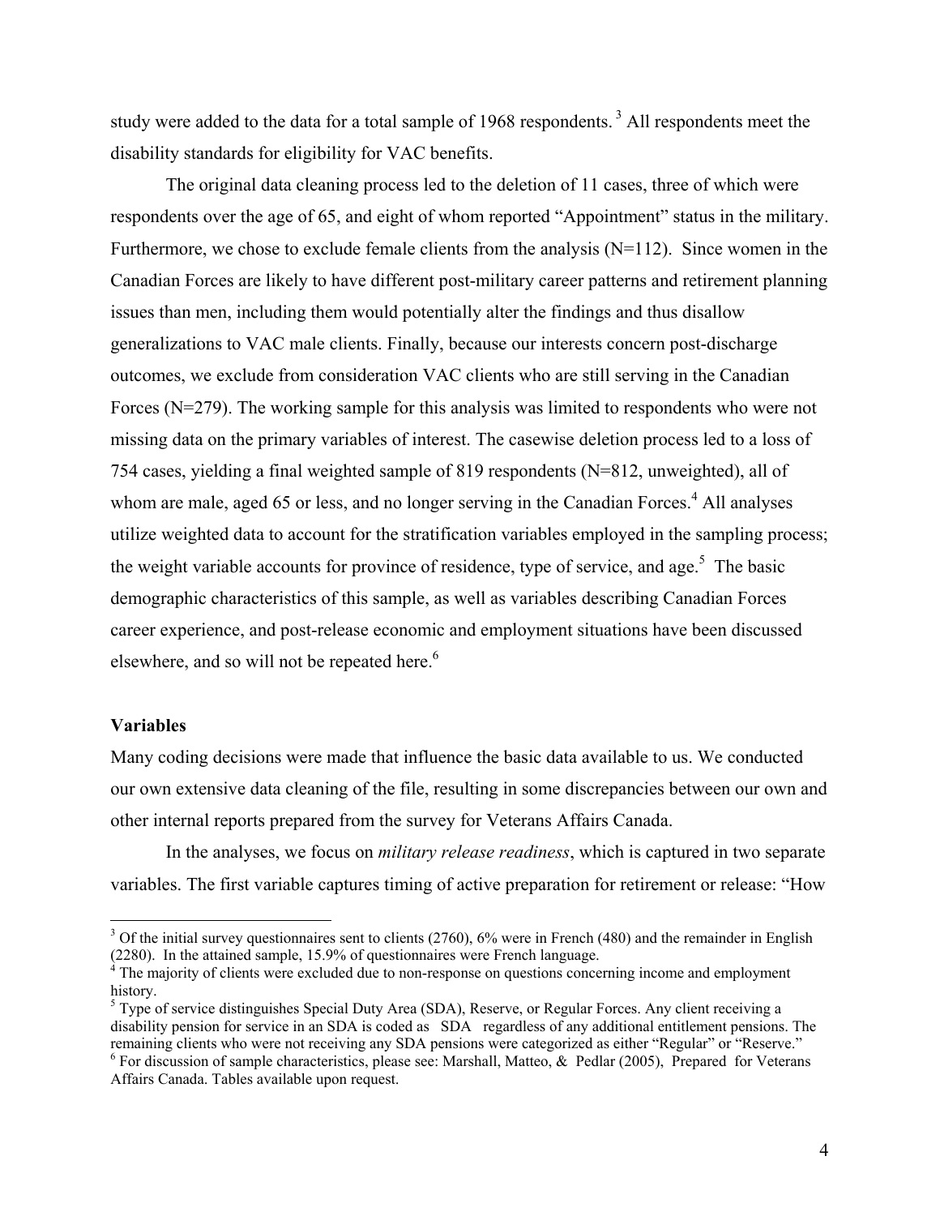study were added to the data for a total sample of 1968 respondents. [3] All respondents meet the disability standards for eligibility for VAC benefits.

The original data cleaning process led to the deletion of 11 cases, three of which were respondents over the age of 65, and eight of whom reported "Appointment" status in the military. Furthermore, we chose to exclude female clients from the analysis (N=112). Since women in the Canadian Forces are likely to have different post-military career patterns and retirement planning issues than men, including them would potentially alter the findings and thus disallow generalizations to VAC male clients. Finally, because our interests concern post-discharge outcomes, we exclude from consideration VAC clients who are still serving in the Canadian Forces (N=279). The working sample for this analysis was limited to respondents who were not missing data on the primary variables of interest. The casewise deletion process led to a loss of 754 cases, yielding a final weighted sample of 819 respondents (N=812, unweighted), all of whom are male, aged 65 or less, and no longer serving in the Canadian Forces.[4] All analyses utilize weighted data to account for the stratification variables employed in the sampling process; the weight variable accounts for province of residence, type of service, and age.[5] The basic demographic characteristics of this sample, as well as variables describing Canadian Forces career experience, and post-release economic and employment situations have been discussed elsewhere, and so will not be repeated here.[6]

### Variables

Many coding decisions were made that influence the basic data available to us. We conducted our own extensive data cleaning of the file, resulting in some discrepancies between our own and other internal reports prepared from the survey for Veterans Affairs Canada.

In the analyses, we focus on *military release readiness*, which is captured in two separate variables. The first variable captures timing of active preparation for retirement or release: "How

---

[3] Of the initial survey questionnaires sent to clients (2760), 6% were in French (480) and the remainder in English (2280). In the attained sample, 15.9% of questionnaires were French language.

[4] The majority of clients were excluded due to non-response on questions concerning income and employment history.

[5] Type of service distinguishes Special Duty Area (SDA), Reserve, or Regular Forces. Any client receiving a disability pension for service in an SDA is coded as SDA regardless of any additional entitlement pensions. The remaining clients who were not receiving any SDA pensions were categorized as either "Regular" or "Reserve."

[6] For discussion of sample characteristics, please see: Marshall, Matteo, & Pedlar (2005), Prepared for Veterans Affairs Canada. Tables available upon request.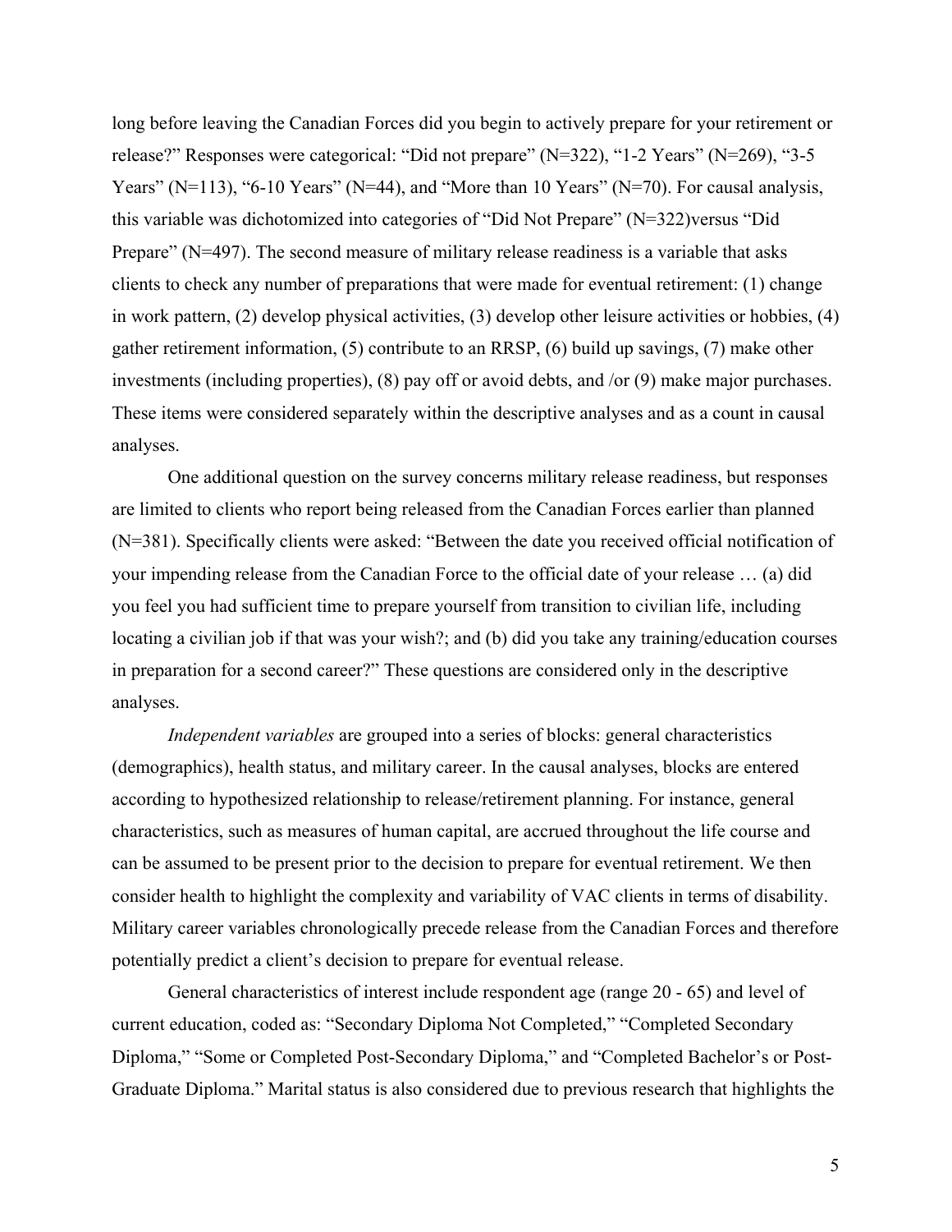long before leaving the Canadian Forces did you begin to actively prepare for your retirement or release?" Responses were categorical: "Did not prepare" (N=322), "1-2 Years" (N=269), "3-5 Years" (N=113), "6-10 Years" (N=44), and "More than 10 Years" (N=70). For causal analysis, this variable was dichotomized into categories of "Did Not Prepare" (N=322)versus "Did Prepare" (N=497). The second measure of military release readiness is a variable that asks clients to check any number of preparations that were made for eventual retirement: (1) change in work pattern, (2) develop physical activities, (3) develop other leisure activities or hobbies, (4) gather retirement information, (5) contribute to an RRSP, (6) build up savings, (7) make other investments (including properties), (8) pay off or avoid debts, and /or (9) make major purchases. These items were considered separately within the descriptive analyses and as a count in causal analyses.

One additional question on the survey concerns military release readiness, but responses are limited to clients who report being released from the Canadian Forces earlier than planned (N=381). Specifically clients were asked: "Between the date you received official notification of your impending release from the Canadian Force to the official date of your release … (a) did you feel you had sufficient time to prepare yourself from transition to civilian life, including locating a civilian job if that was your wish?; and (b) did you take any training/education courses in preparation for a second career?" These questions are considered only in the descriptive analyses.

*Independent variables* are grouped into a series of blocks: general characteristics (demographics), health status, and military career. In the causal analyses, blocks are entered according to hypothesized relationship to release/retirement planning. For instance, general characteristics, such as measures of human capital, are accrued throughout the life course and can be assumed to be present prior to the decision to prepare for eventual retirement. We then consider health to highlight the complexity and variability of VAC clients in terms of disability. Military career variables chronologically precede release from the Canadian Forces and therefore potentially predict a client's decision to prepare for eventual release.

General characteristics of interest include respondent age (range 20 - 65) and level of current education, coded as: "Secondary Diploma Not Completed," "Completed Secondary Diploma," "Some or Completed Post-Secondary Diploma," and "Completed Bachelor's or Post-Graduate Diploma." Marital status is also considered due to previous research that highlights the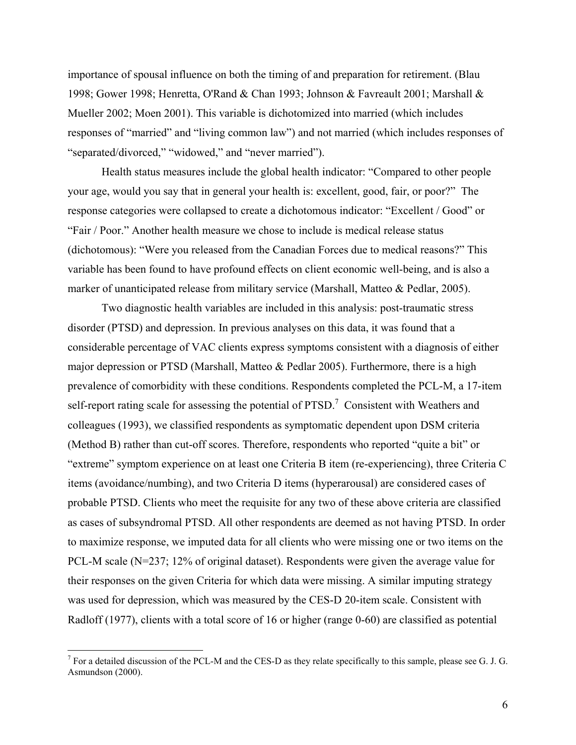importance of spousal influence on both the timing of and preparation for retirement. (Blau 1998; Gower 1998; Henretta, O'Rand & Chan 1993; Johnson & Favreault 2001; Marshall & Mueller 2002; Moen 2001). This variable is dichotomized into married (which includes responses of "married" and "living common law") and not married (which includes responses of "separated/divorced," "widowed," and "never married").

Health status measures include the global health indicator: "Compared to other people your age, would you say that in general your health is: excellent, good, fair, or poor?" The response categories were collapsed to create a dichotomous indicator: "Excellent / Good" or "Fair / Poor." Another health measure we chose to include is medical release status (dichotomous): "Were you released from the Canadian Forces due to medical reasons?" This variable has been found to have profound effects on client economic well-being, and is also a marker of unanticipated release from military service (Marshall, Matteo & Pedlar, 2005).

Two diagnostic health variables are included in this analysis: post-traumatic stress disorder (PTSD) and depression. In previous analyses on this data, it was found that a considerable percentage of VAC clients express symptoms consistent with a diagnosis of either major depression or PTSD (Marshall, Matteo & Pedlar 2005). Furthermore, there is a high prevalence of comorbidity with these conditions. Respondents completed the PCL-M, a 17-item self-report rating scale for assessing the potential of PTSD.[7] Consistent with Weathers and colleagues (1993), we classified respondents as symptomatic dependent upon DSM criteria (Method B) rather than cut-off scores. Therefore, respondents who reported "quite a bit" or "extreme" symptom experience on at least one Criteria B item (re-experiencing), three Criteria C items (avoidance/numbing), and two Criteria D items (hyperarousal) are considered cases of probable PTSD. Clients who meet the requisite for any two of these above criteria are classified as cases of subsyndromal PTSD. All other respondents are deemed as not having PTSD. In order to maximize response, we imputed data for all clients who were missing one or two items on the PCL-M scale (N=237; 12% of original dataset). Respondents were given the average value for their responses on the given Criteria for which data were missing. A similar imputing strategy was used for depression, which was measured by the CES-D 20-item scale. Consistent with Radloff (1977), clients with a total score of 16 or higher (range 0-60) are classified as potential

[7] For a detailed discussion of the PCL-M and the CES-D as they relate specifically to this sample, please see G. J. G. Asmundson (2000).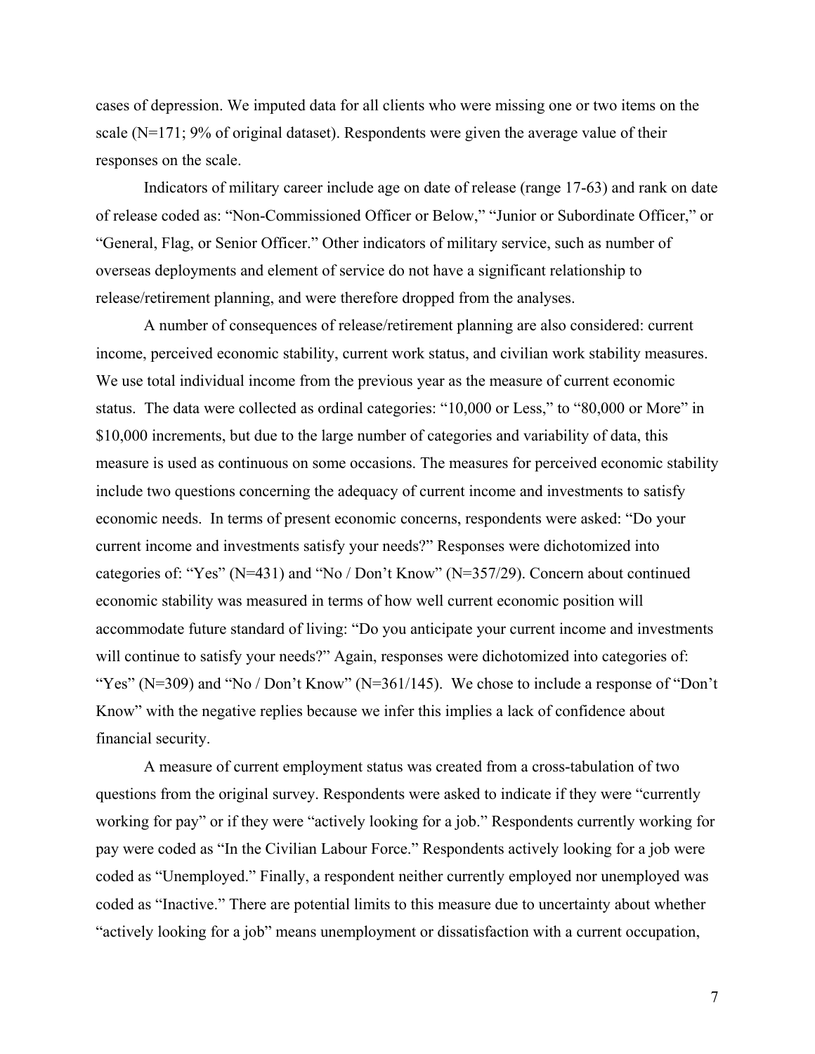cases of depression. We imputed data for all clients who were missing one or two items on the scale (N=171; 9% of original dataset). Respondents were given the average value of their responses on the scale.

Indicators of military career include age on date of release (range 17-63) and rank on date of release coded as: "Non-Commissioned Officer or Below," "Junior or Subordinate Officer," or "General, Flag, or Senior Officer." Other indicators of military service, such as number of overseas deployments and element of service do not have a significant relationship to release/retirement planning, and were therefore dropped from the analyses.

A number of consequences of release/retirement planning are also considered: current income, perceived economic stability, current work status, and civilian work stability measures. We use total individual income from the previous year as the measure of current economic status. The data were collected as ordinal categories: "10,000 or Less," to "80,000 or More" in $10,000 increments, but due to the large number of categories and variability of data, this measure is used as continuous on some occasions. The measures for perceived economic stability include two questions concerning the adequacy of current income and investments to satisfy economic needs. In terms of present economic concerns, respondents were asked: "Do your current income and investments satisfy your needs?" Responses were dichotomized into categories of: "Yes" (N=431) and "No / Don't Know" (N=357/29). Concern about continued economic stability was measured in terms of how well current economic position will accommodate future standard of living: "Do you anticipate your current income and investments will continue to satisfy your needs?" Again, responses were dichotomized into categories of: "Yes" (N=309) and "No / Don't Know" (N=361/145). We chose to include a response of "Don't Know" with the negative replies because we infer this implies a lack of confidence about financial security.

A measure of current employment status was created from a cross-tabulation of two questions from the original survey. Respondents were asked to indicate if they were "currently working for pay" or if they were "actively looking for a job." Respondents currently working for pay were coded as "In the Civilian Labour Force." Respondents actively looking for a job were coded as "Unemployed." Finally, a respondent neither currently employed nor unemployed was coded as "Inactive." There are potential limits to this measure due to uncertainty about whether "actively looking for a job" means unemployment or dissatisfaction with a current occupation,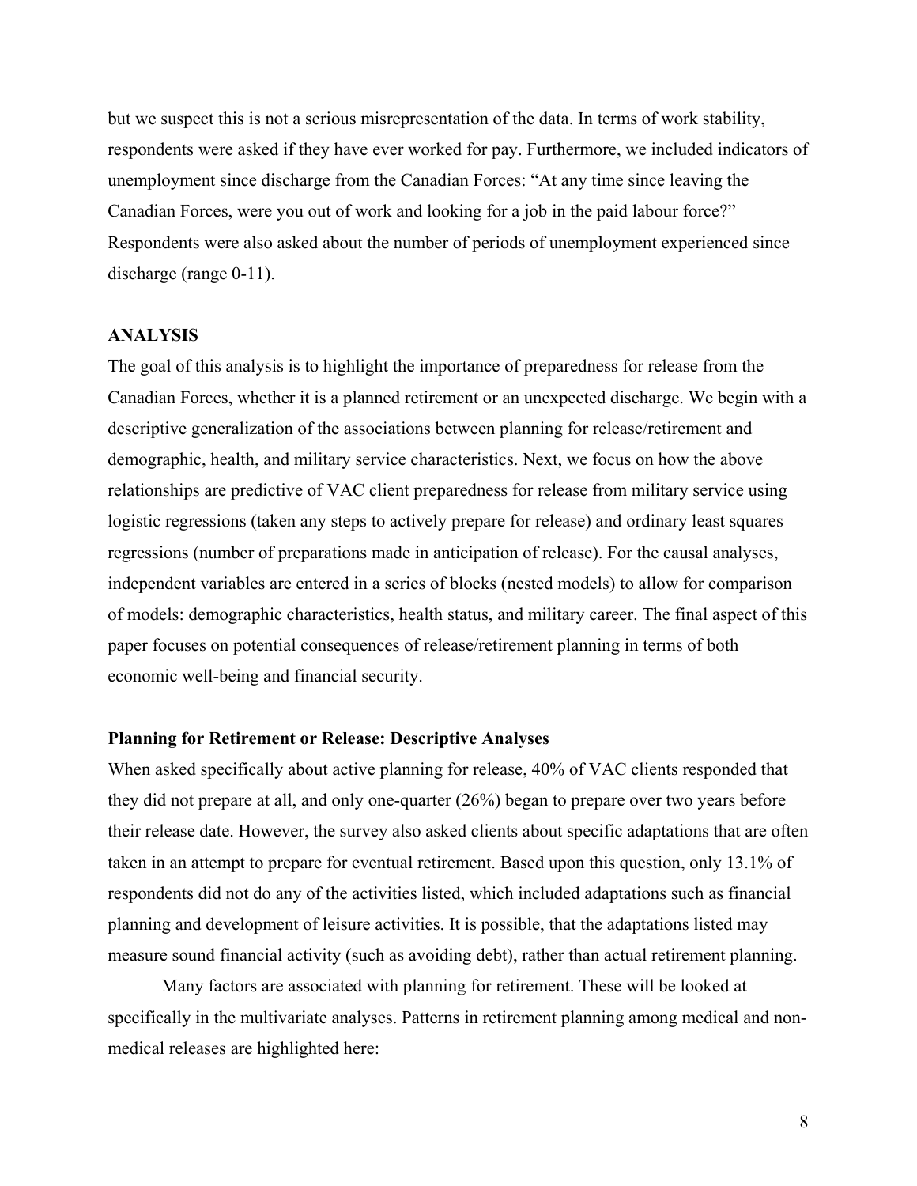but we suspect this is not a serious misrepresentation of the data. In terms of work stability, respondents were asked if they have ever worked for pay. Furthermore, we included indicators of unemployment since discharge from the Canadian Forces: "At any time since leaving the Canadian Forces, were you out of work and looking for a job in the paid labour force?" Respondents were also asked about the number of periods of unemployment experienced since discharge (range 0-11).

## ANALYSIS

The goal of this analysis is to highlight the importance of preparedness for release from the Canadian Forces, whether it is a planned retirement or an unexpected discharge. We begin with a descriptive generalization of the associations between planning for release/retirement and demographic, health, and military service characteristics. Next, we focus on how the above relationships are predictive of VAC client preparedness for release from military service using logistic regressions (taken any steps to actively prepare for release) and ordinary least squares regressions (number of preparations made in anticipation of release). For the causal analyses, independent variables are entered in a series of blocks (nested models) to allow for comparison of models: demographic characteristics, health status, and military career. The final aspect of this paper focuses on potential consequences of release/retirement planning in terms of both economic well-being and financial security.

### Planning for Retirement or Release: Descriptive Analyses

When asked specifically about active planning for release, 40% of VAC clients responded that they did not prepare at all, and only one-quarter (26%) began to prepare over two years before their release date. However, the survey also asked clients about specific adaptations that are often taken in an attempt to prepare for eventual retirement. Based upon this question, only 13.1% of respondents did not do any of the activities listed, which included adaptations such as financial planning and development of leisure activities. It is possible, that the adaptations listed may measure sound financial activity (such as avoiding debt), rather than actual retirement planning.

Many factors are associated with planning for retirement. These will be looked at specifically in the multivariate analyses. Patterns in retirement planning among medical and non-medical releases are highlighted here: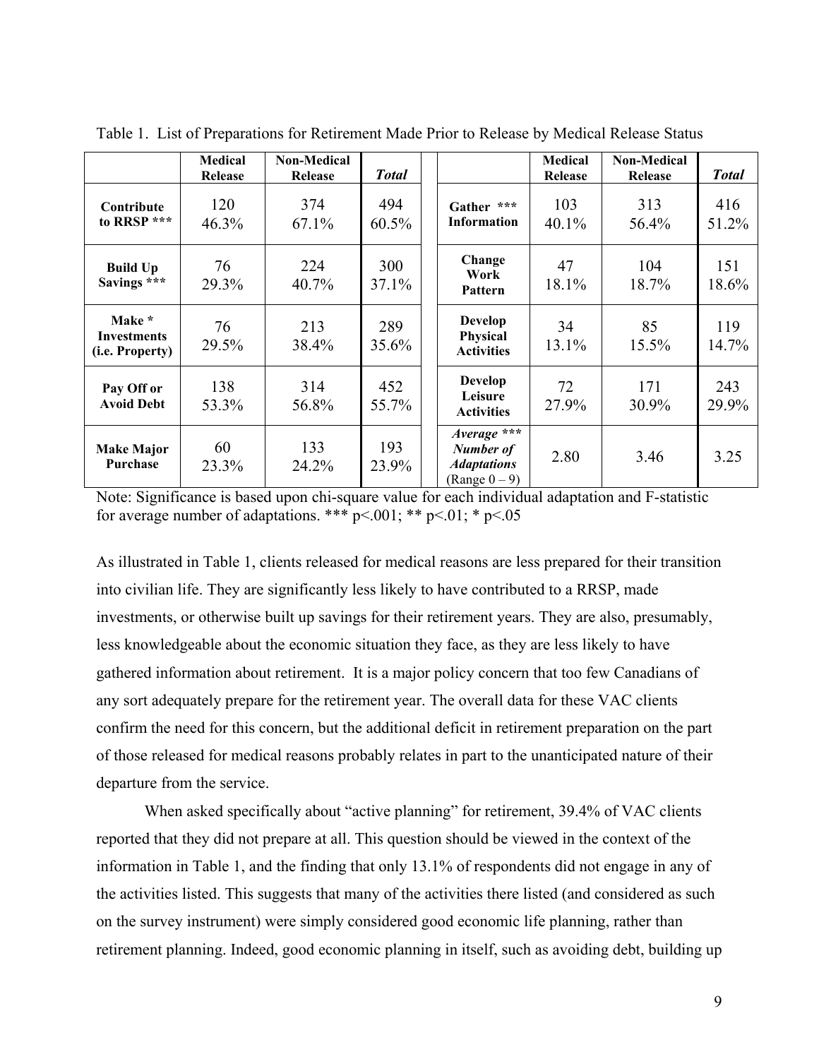Table 1. List of Preparations for Retirement Made Prior to Release by Medical Release Status

| | **Medical Release** | **Non-Medical Release** | ***Total*** | | **Medical Release** | **Non-Medical Release** | ***Total*** |
|---|---|---|---|---|---|---|---|
| **Contribute to RRSP *** ** | 120<br>46.3% | 374<br>67.1% | 494<br>60.5% | **Gather *** Information** | 103<br>40.1% | 313<br>56.4% | 416<br>51.2% |
| **Build Up Savings *** ** | 76<br>29.3% | 224<br>40.7% | 300<br>37.1% | **Change Work Pattern** | 47<br>18.1% | 104<br>18.7% | 151<br>18.6% |
| **Make * Investments (i.e. Property)** | 76<br>29.5% | 213<br>38.4% | 289<br>35.6% | **Develop Physical Activities** | 34<br>13.1% | 85<br>15.5% | 119<br>14.7% |
| **Pay Off or Avoid Debt** | 138<br>53.3% | 314<br>56.8% | 452<br>55.7% | **Develop Leisure Activities** | 72<br>27.9% | 171<br>30.9% | 243<br>29.9% |
| **Make Major Purchase** | 60<br>23.3% | 133<br>24.2% | 193<br>23.9% | ***Average *** Number of Adaptations*** (Range 0 – 9) | 2.80 | 3.46 | 3.25 |

Note: Significance is based upon chi-square value for each individual adaptation and F-statistic for average number of adaptations. *** $p<.001$; ** $p<.01$; * $p<.05$

As illustrated in Table 1, clients released for medical reasons are less prepared for their transition into civilian life. They are significantly less likely to have contributed to a RRSP, made investments, or otherwise built up savings for their retirement years. They are also, presumably, less knowledgeable about the economic situation they face, as they are less likely to have gathered information about retirement. It is a major policy concern that too few Canadians of any sort adequately prepare for the retirement year. The overall data for these VAC clients confirm the need for this concern, but the additional deficit in retirement preparation on the part of those released for medical reasons probably relates in part to the unanticipated nature of their departure from the service.

When asked specifically about "active planning" for retirement, 39.4% of VAC clients reported that they did not prepare at all. This question should be viewed in the context of the information in Table 1, and the finding that only 13.1% of respondents did not engage in any of the activities listed. This suggests that many of the activities there listed (and considered as such on the survey instrument) were simply considered good economic life planning, rather than retirement planning. Indeed, good economic planning in itself, such as avoiding debt, building up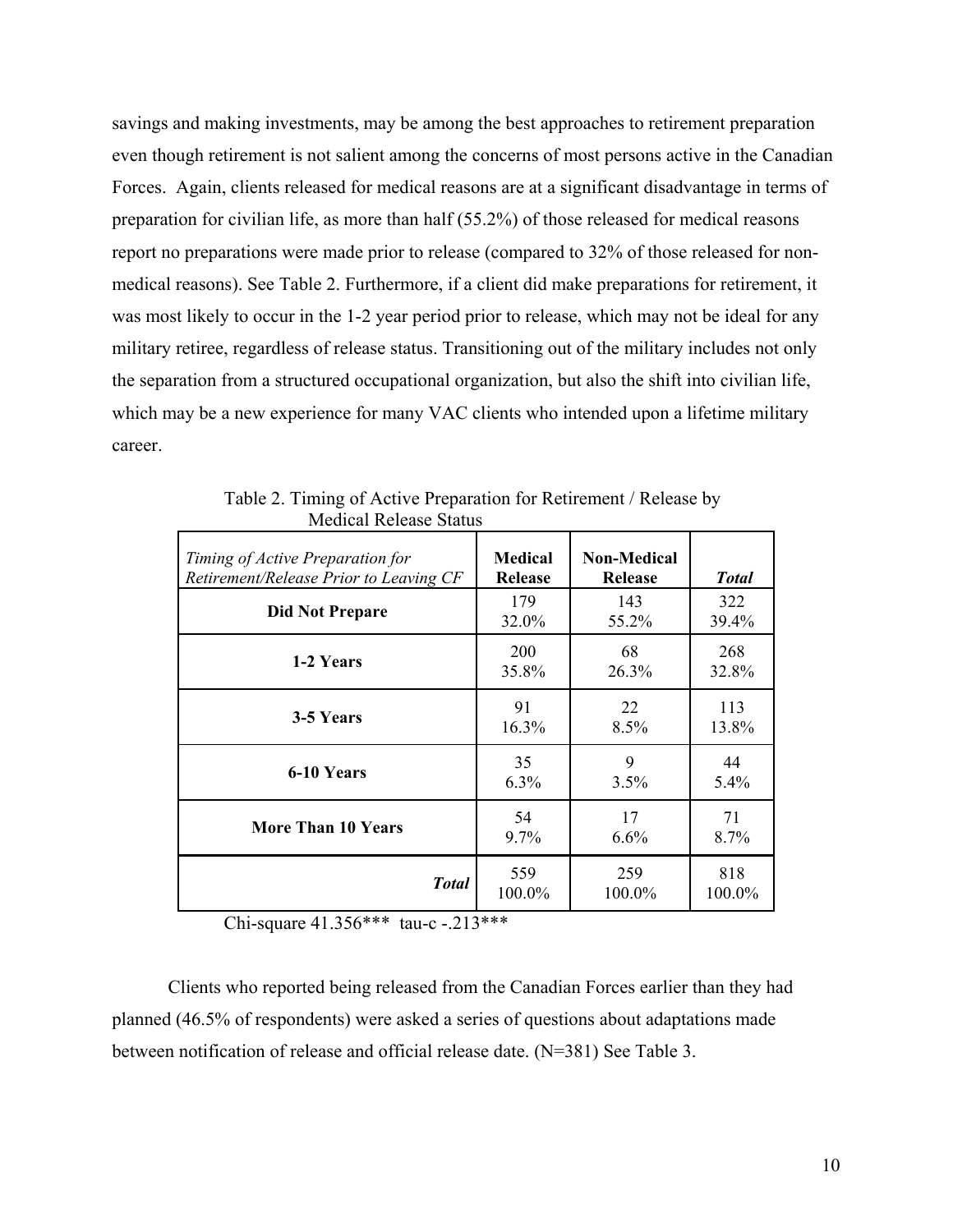savings and making investments, may be among the best approaches to retirement preparation even though retirement is not salient among the concerns of most persons active in the Canadian Forces. Again, clients released for medical reasons are at a significant disadvantage in terms of preparation for civilian life, as more than half (55.2%) of those released for medical reasons report no preparations were made prior to release (compared to 32% of those released for non-medical reasons). See Table 2. Furthermore, if a client did make preparations for retirement, it was most likely to occur in the 1-2 year period prior to release, which may not be ideal for any military retiree, regardless of release status. Transitioning out of the military includes not only the separation from a structured occupational organization, but also the shift into civilian life, which may be a new experience for many VAC clients who intended upon a lifetime military career.

Table 2. Timing of Active Preparation for Retirement / Release by Medical Release Status

| *Timing of Active Preparation for Retirement/Release Prior to Leaving CF* | **Medical Release** | **Non-Medical Release** | ***Total*** |
|---|---|---|---|
| **Did Not Prepare** | 179<br>32.0% | 143<br>55.2% | 322<br>39.4% |
| **1-2 Years** | 200<br>35.8% | 68<br>26.3% | 268<br>32.8% |
| **3-5 Years** | 91<br>16.3% | 22<br>8.5% | 113<br>13.8% |
| **6-10 Years** | 35<br>6.3% | 9<br>3.5% | 44<br>5.4% |
| **More Than 10 Years** | 54<br>9.7% | 17<br>6.6% | 71<br>8.7% |
| ***Total*** | 559<br>100.0% | 259<br>100.0% | 818<br>100.0% |

Chi-square 41.356*** tau-c -.213***

Clients who reported being released from the Canadian Forces earlier than they had planned (46.5% of respondents) were asked a series of questions about adaptations made between notification of release and official release date. (N=381) See Table 3.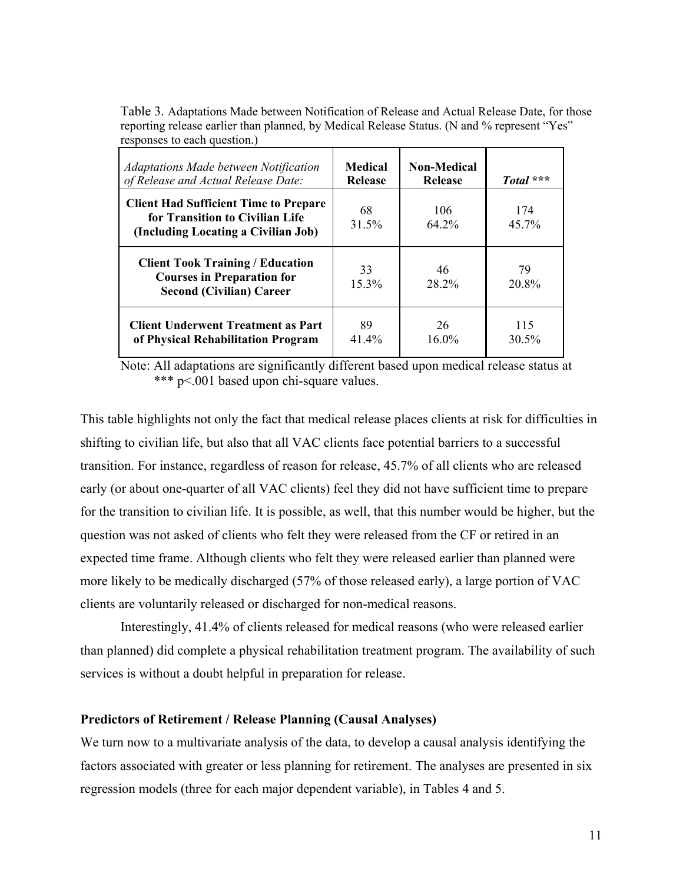Table 3. Adaptations Made between Notification of Release and Actual Release Date, for those reporting release earlier than planned, by Medical Release Status. (N and % represent "Yes" responses to each question.)

| *Adaptations Made between Notification of Release and Actual Release Date:* | **Medical Release** | **Non-Medical Release** | ***Total \*\*\**** |
|---|---|---|---|
| **Client Had Sufficient Time to Prepare for Transition to Civilian Life (Including Locating a Civilian Job)** | 68<br>31.5% | 106<br>64.2% | 174<br>45.7% |
| **Client Took Training / Education Courses in Preparation for Second (Civilian) Career** | 33<br>15.3% | 46<br>28.2% | 79<br>20.8% |
| **Client Underwent Treatment as Part of Physical Rehabilitation Program** | 89<br>41.4% | 26<br>16.0% | 115<br>30.5% |

Note: All adaptations are significantly different based upon medical release status at *** $p<.001$ based upon chi-square values.

This table highlights not only the fact that medical release places clients at risk for difficulties in shifting to civilian life, but also that all VAC clients face potential barriers to a successful transition. For instance, regardless of reason for release, 45.7% of all clients who are released early (or about one-quarter of all VAC clients) feel they did not have sufficient time to prepare for the transition to civilian life. It is possible, as well, that this number would be higher, but the question was not asked of clients who felt they were released from the CF or retired in an expected time frame. Although clients who felt they were released earlier than planned were more likely to be medically discharged (57% of those released early), a large portion of VAC clients are voluntarily released or discharged for non-medical reasons.

Interestingly, 41.4% of clients released for medical reasons (who were released earlier than planned) did complete a physical rehabilitation treatment program. The availability of such services is without a doubt helpful in preparation for release.

**Predictors of Retirement / Release Planning (Causal Analyses)**

We turn now to a multivariate analysis of the data, to develop a causal analysis identifying the factors associated with greater or less planning for retirement. The analyses are presented in six regression models (three for each major dependent variable), in Tables 4 and 5.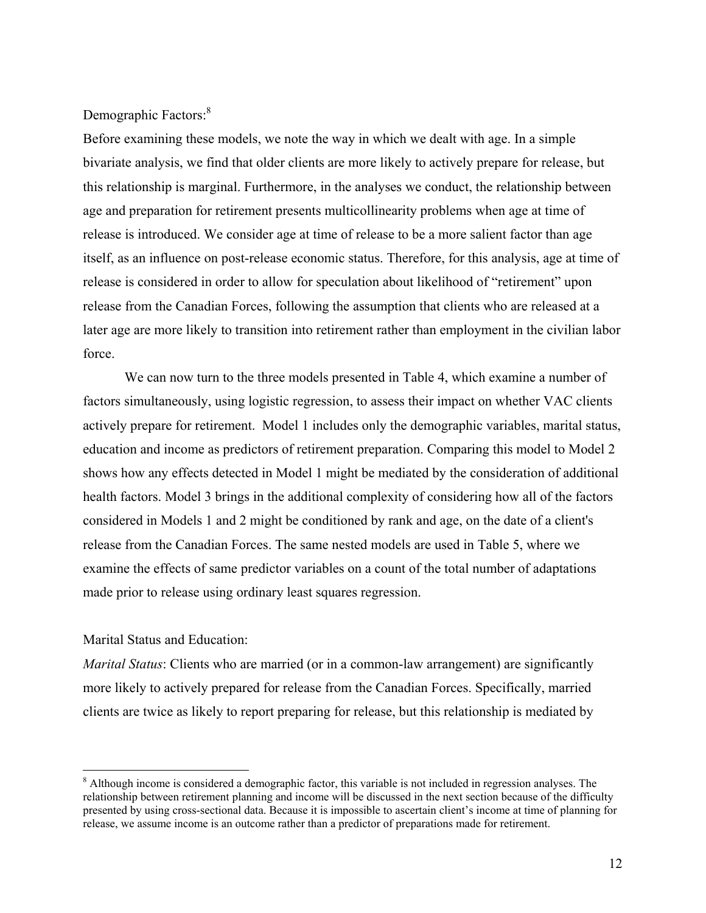Demographic Factors:[8]

Before examining these models, we note the way in which we dealt with age. In a simple bivariate analysis, we find that older clients are more likely to actively prepare for release, but this relationship is marginal. Furthermore, in the analyses we conduct, the relationship between age and preparation for retirement presents multicollinearity problems when age at time of release is introduced. We consider age at time of release to be a more salient factor than age itself, as an influence on post-release economic status. Therefore, for this analysis, age at time of release is considered in order to allow for speculation about likelihood of "retirement" upon release from the Canadian Forces, following the assumption that clients who are released at a later age are more likely to transition into retirement rather than employment in the civilian labor force.

We can now turn to the three models presented in Table 4, which examine a number of factors simultaneously, using logistic regression, to assess their impact on whether VAC clients actively prepare for retirement. Model 1 includes only the demographic variables, marital status, education and income as predictors of retirement preparation. Comparing this model to Model 2 shows how any effects detected in Model 1 might be mediated by the consideration of additional health factors. Model 3 brings in the additional complexity of considering how all of the factors considered in Models 1 and 2 might be conditioned by rank and age, on the date of a client's release from the Canadian Forces. The same nested models are used in Table 5, where we examine the effects of same predictor variables on a count of the total number of adaptations made prior to release using ordinary least squares regression.

Marital Status and Education:

*Marital Status*: Clients who are married (or in a common-law arrangement) are significantly more likely to actively prepared for release from the Canadian Forces. Specifically, married clients are twice as likely to report preparing for release, but this relationship is mediated by

[8] Although income is considered a demographic factor, this variable is not included in regression analyses. The relationship between retirement planning and income will be discussed in the next section because of the difficulty presented by using cross-sectional data. Because it is impossible to ascertain client's income at time of planning for release, we assume income is an outcome rather than a predictor of preparations made for retirement.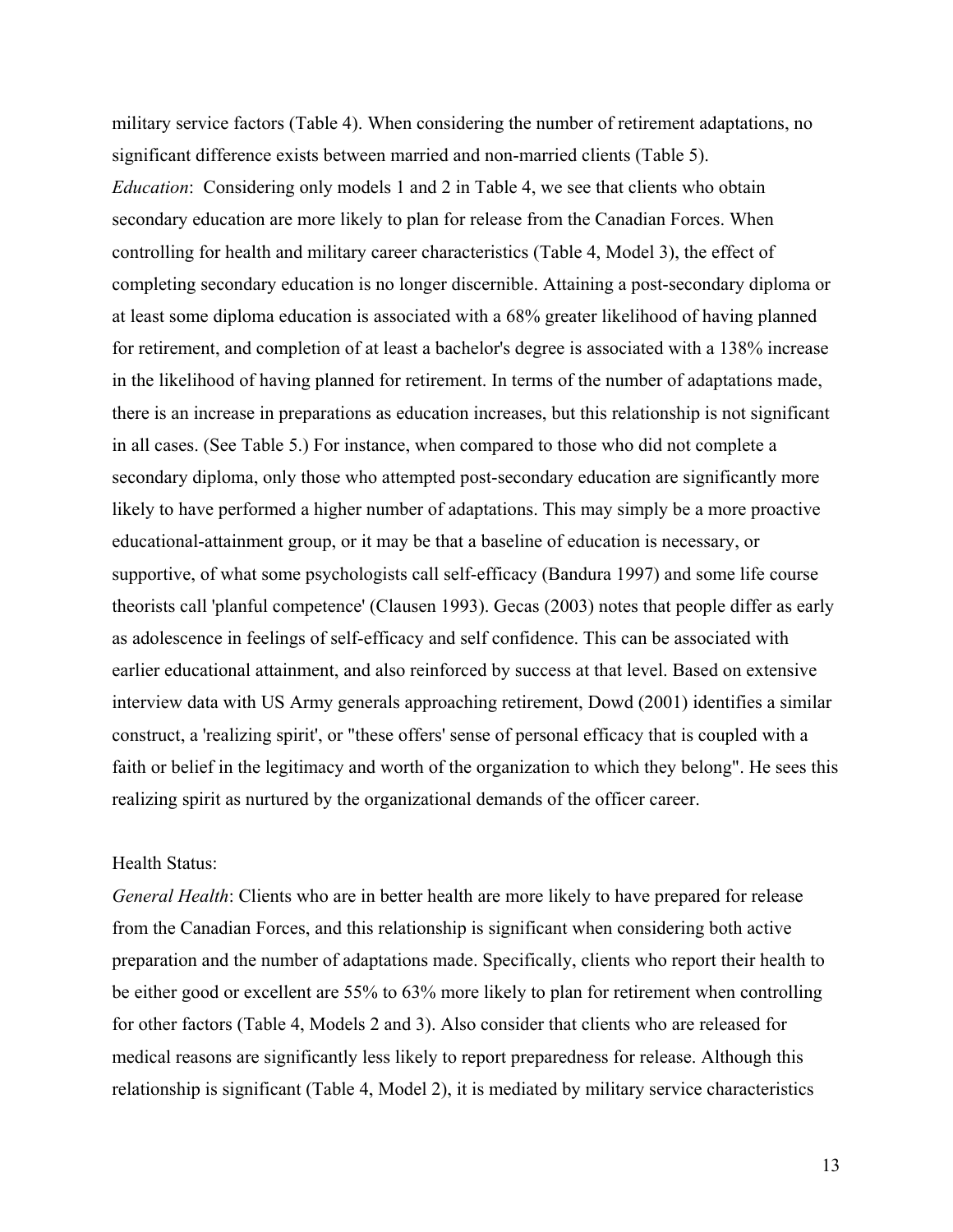military service factors (Table 4). When considering the number of retirement adaptations, no significant difference exists between married and non-married clients (Table 5).

*Education*: Considering only models 1 and 2 in Table 4, we see that clients who obtain secondary education are more likely to plan for release from the Canadian Forces. When controlling for health and military career characteristics (Table 4, Model 3), the effect of completing secondary education is no longer discernible. Attaining a post-secondary diploma or at least some diploma education is associated with a 68% greater likelihood of having planned for retirement, and completion of at least a bachelor's degree is associated with a 138% increase in the likelihood of having planned for retirement. In terms of the number of adaptations made, there is an increase in preparations as education increases, but this relationship is not significant in all cases. (See Table 5.) For instance, when compared to those who did not complete a secondary diploma, only those who attempted post-secondary education are significantly more likely to have performed a higher number of adaptations. This may simply be a more proactive educational-attainment group, or it may be that a baseline of education is necessary, or supportive, of what some psychologists call self-efficacy (Bandura 1997) and some life course theorists call 'planful competence' (Clausen 1993). Gecas (2003) notes that people differ as early as adolescence in feelings of self-efficacy and self confidence. This can be associated with earlier educational attainment, and also reinforced by success at that level. Based on extensive interview data with US Army generals approaching retirement, Dowd (2001) identifies a similar construct, a 'realizing spirit', or "these offers' sense of personal efficacy that is coupled with a faith or belief in the legitimacy and worth of the organization to which they belong". He sees this realizing spirit as nurtured by the organizational demands of the officer career.

Health Status:

*General Health*: Clients who are in better health are more likely to have prepared for release from the Canadian Forces, and this relationship is significant when considering both active preparation and the number of adaptations made. Specifically, clients who report their health to be either good or excellent are 55% to 63% more likely to plan for retirement when controlling for other factors (Table 4, Models 2 and 3). Also consider that clients who are released for medical reasons are significantly less likely to report preparedness for release. Although this relationship is significant (Table 4, Model 2), it is mediated by military service characteristics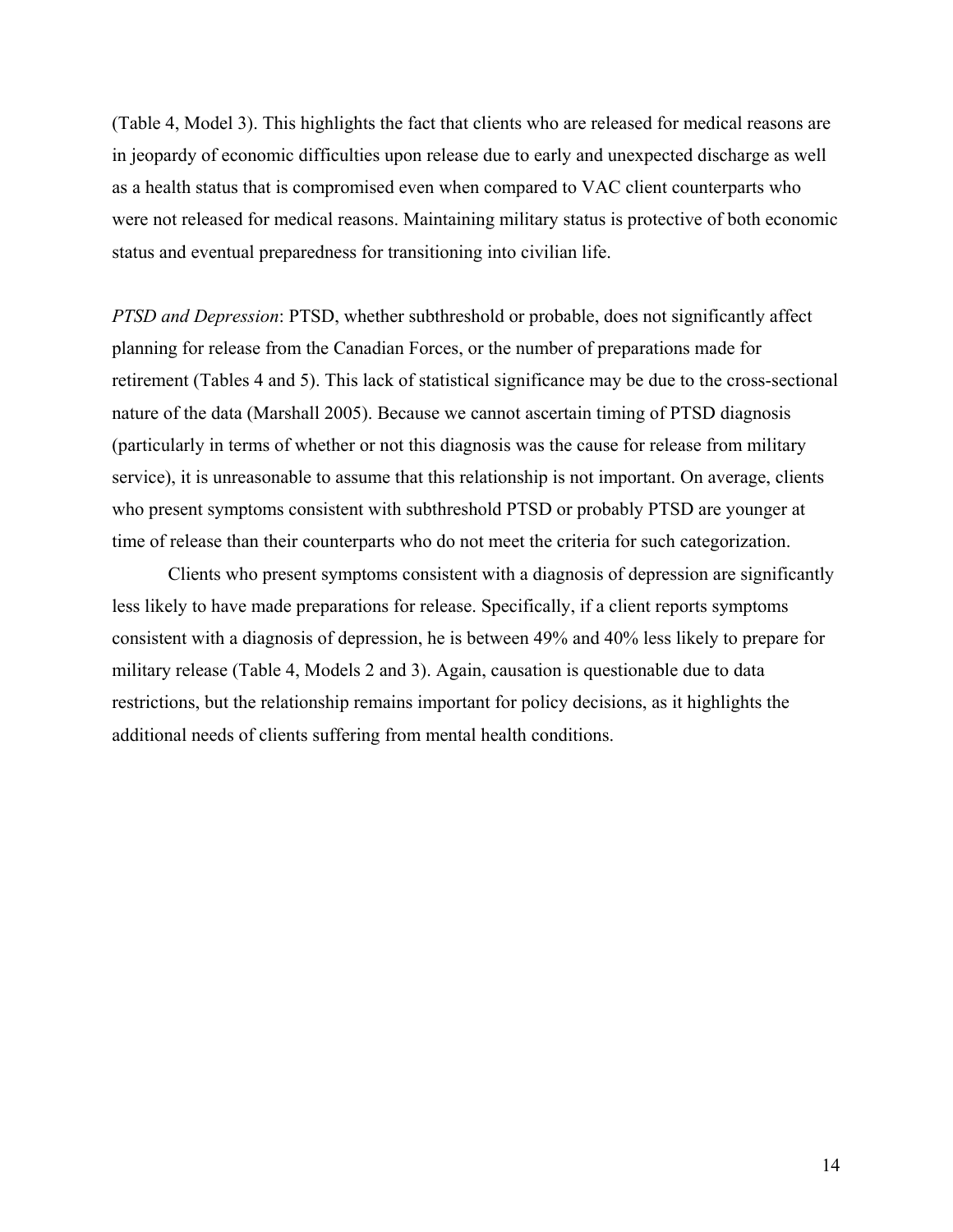(Table 4, Model 3). This highlights the fact that clients who are released for medical reasons are in jeopardy of economic difficulties upon release due to early and unexpected discharge as well as a health status that is compromised even when compared to VAC client counterparts who were not released for medical reasons. Maintaining military status is protective of both economic status and eventual preparedness for transitioning into civilian life.

*PTSD and Depression*: PTSD, whether subthreshold or probable, does not significantly affect planning for release from the Canadian Forces, or the number of preparations made for retirement (Tables 4 and 5). This lack of statistical significance may be due to the cross-sectional nature of the data (Marshall 2005). Because we cannot ascertain timing of PTSD diagnosis (particularly in terms of whether or not this diagnosis was the cause for release from military service), it is unreasonable to assume that this relationship is not important. On average, clients who present symptoms consistent with subthreshold PTSD or probably PTSD are younger at time of release than their counterparts who do not meet the criteria for such categorization.

Clients who present symptoms consistent with a diagnosis of depression are significantly less likely to have made preparations for release. Specifically, if a client reports symptoms consistent with a diagnosis of depression, he is between 49% and 40% less likely to prepare for military release (Table 4, Models 2 and 3). Again, causation is questionable due to data restrictions, but the relationship remains important for policy decisions, as it highlights the additional needs of clients suffering from mental health conditions.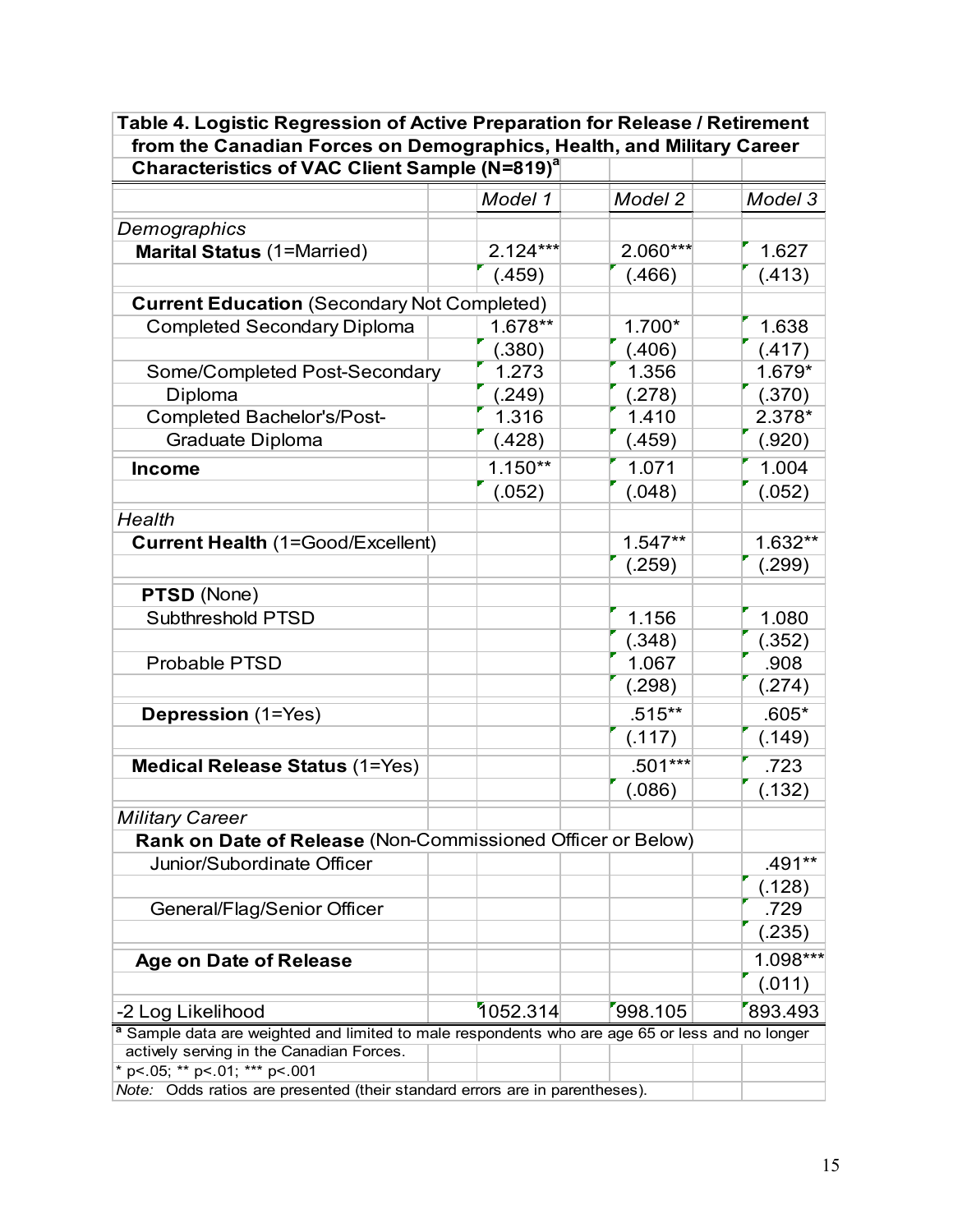**Table 4. Logistic Regression of Active Preparation for Release / Retirement from the Canadian Forces on Demographics, Health, and Military Career Characteristics of VAC Client Sample (N=819)[a]**

| | *Model 1* | *Model 2* | *Model 3* |
|---|---|---|---|
| *Demographics* | | | |
| **Marital Status** (1=Married) | 2.124*** | 2.060*** | 1.627 |
| | (.459) | (.466) | (.413) |
| **Current Education** (Secondary Not Completed) | | | |
| Completed Secondary Diploma | 1.678** | 1.700* | 1.638 |
| | (.380) | (.406) | (.417) |
| Some/Completed Post-Secondary Diploma | 1.273 | 1.356 | 1.679* |
| | (.249) | (.278) | (.370) |
| Completed Bachelor's/Post-Graduate Diploma | 1.316 | 1.410 | 2.378* |
| | (.428) | (.459) | (.920) |
| **Income** | 1.150** | 1.071 | 1.004 |
| | (.052) | (.048) | (.052) |
| *Health* | | | |
| **Current Health** (1=Good/Excellent) | | 1.547** | 1.632** |
| | | (.259) | (.299) |
| **PTSD** (None) | | | |
| Subthreshold PTSD | | 1.156 | 1.080 |
| | | (.348) | (.352) |
| Probable PTSD | | 1.067 | .908 |
| | | (.298) | (.274) |
| **Depression** (1=Yes) | | .515** | .605* |
| | | (.117) | (.149) |
| **Medical Release Status** (1=Yes) | | .501*** | .723 |
| | | (.086) | (.132) |
| *Military Career* | | | |
| **Rank on Date of Release** (Non-Commissioned Officer or Below) | | | |
| Junior/Subordinate Officer | | | .491** |
| | | | (.128) |
| General/Flag/Senior Officer | | | .729 |
| | | | (.235) |
| **Age on Date of Release** | | | 1.098*** |
| | | | (.011) |
| -2 Log Likelihood | 1052.314 | 998.105 | 893.493 |

[a] Sample data are weighted and limited to male respondents who are age 65 or less and no longer actively serving in the Canadian Forces.

* p<.05; ** p<.01; *** p<.001

*Note:* Odds ratios are presented (their standard errors are in parentheses).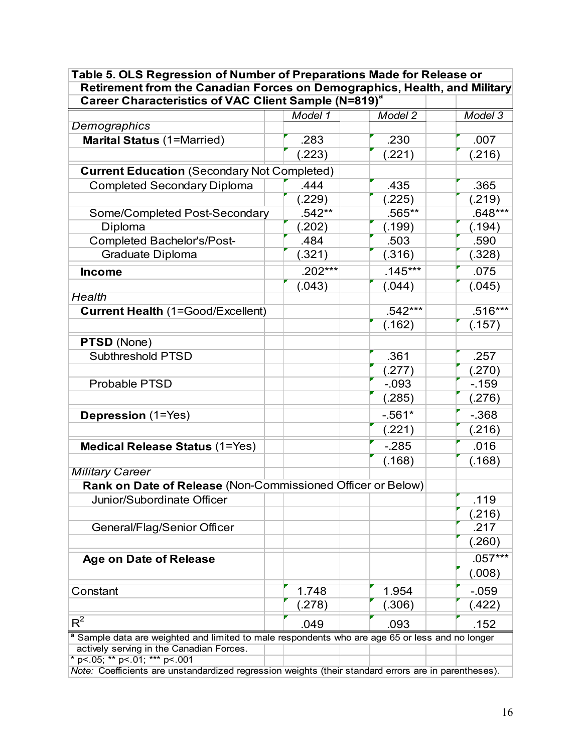**Table 5. OLS Regression of Number of Preparations Made for Release or Retirement from the Canadian Forces on Demographics, Health, and Military Career Characteristics of VAC Client Sample (N=819)[a]**

| | Model 1 | Model 2 | Model 3 |
|---|---|---|---|
| *Demographics* | | | |
| **Marital Status** (1=Married) | .283 | .230 | .007 |
| | (.223) | (.221) | (.216) |
| **Current Education** (Secondary Not Completed) | | | |
| Completed Secondary Diploma | .444 | .435 | .365 |
| | (.229) | (.225) | (.219) |
| Some/Completed Post-Secondary Diploma | .542** | .565** | .648*** |
| | (.202) | (.199) | (.194) |
| Completed Bachelor's/Post-Graduate Diploma | .484 | .503 | .590 |
| | (.321) | (.316) | (.328) |
| **Income** | .202*** | .145*** | .075 |
| | (.043) | (.044) | (.045) |
| *Health* | | | |
| **Current Health** (1=Good/Excellent) | | .542*** | .516*** |
| | | (.162) | (.157) |
| **PTSD** (None) | | | |
| Subthreshold PTSD | | .361 | .257 |
| | | (.277) | (.270) |
| Probable PTSD | | -.093 | -.159 |
| | | (.285) | (.276) |
| **Depression** (1=Yes) | | -.561* | -.368 |
| | | (.221) | (.216) |
| **Medical Release Status** (1=Yes) | | -.285 | .016 |
| | | (.168) | (.168) |
| *Military Career* | | | |
| **Rank on Date of Release** (Non-Commissioned Officer or Below) | | | |
| Junior/Subordinate Officer | | | .119 |
| | | | (.216) |
| General/Flag/Senior Officer | | | .217 |
| | | | (.260) |
| **Age on Date of Release** | | | .057*** |
| | | | (.008) |
| Constant | 1.748 | 1.954 | -.059 |
| | (.278) | (.306) | (.422) |
| $R^2$ | .049 | .093 | .152 |

[a] Sample data are weighted and limited to male respondents who are age 65 or less and no longer actively serving in the Canadian Forces.

* p<.05; ** p<.01; *** p<.001

*Note:* Coefficients are unstandardized regression weights (their standard errors are in parentheses).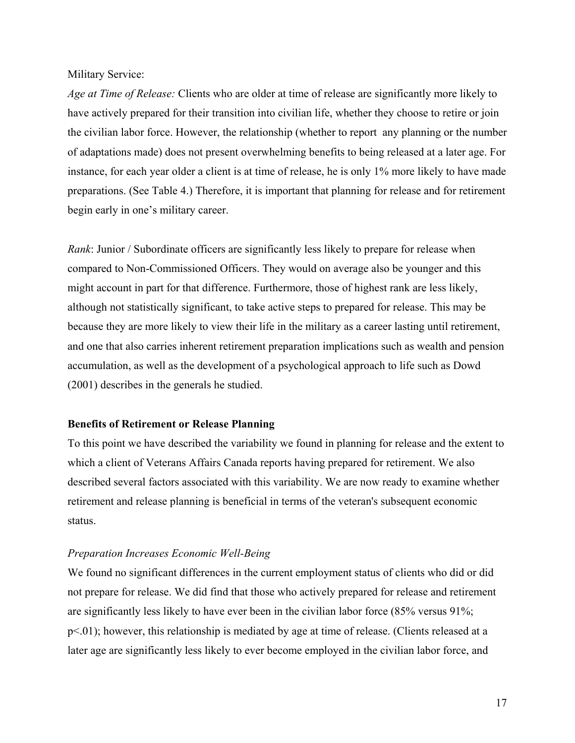Military Service:

*Age at Time of Release:* Clients who are older at time of release are significantly more likely to have actively prepared for their transition into civilian life, whether they choose to retire or join the civilian labor force. However, the relationship (whether to report any planning or the number of adaptations made) does not present overwhelming benefits to being released at a later age. For instance, for each year older a client is at time of release, he is only 1% more likely to have made preparations. (See Table 4.) Therefore, it is important that planning for release and for retirement begin early in one's military career.

*Rank*: Junior / Subordinate officers are significantly less likely to prepare for release when compared to Non-Commissioned Officers. They would on average also be younger and this might account in part for that difference. Furthermore, those of highest rank are less likely, although not statistically significant, to take active steps to prepared for release. This may be because they are more likely to view their life in the military as a career lasting until retirement, and one that also carries inherent retirement preparation implications such as wealth and pension accumulation, as well as the development of a psychological approach to life such as Dowd (2001) describes in the generals he studied.

**Benefits of Retirement or Release Planning**

To this point we have described the variability we found in planning for release and the extent to which a client of Veterans Affairs Canada reports having prepared for retirement. We also described several factors associated with this variability. We are now ready to examine whether retirement and release planning is beneficial in terms of the veteran's subsequent economic status.

*Preparation Increases Economic Well-Being*

We found no significant differences in the current employment status of clients who did or did not prepare for release. We did find that those who actively prepared for release and retirement are significantly less likely to have ever been in the civilian labor force (85% versus 91%; $p<.01$); however, this relationship is mediated by age at time of release. (Clients released at a later age are significantly less likely to ever become employed in the civilian labor force, and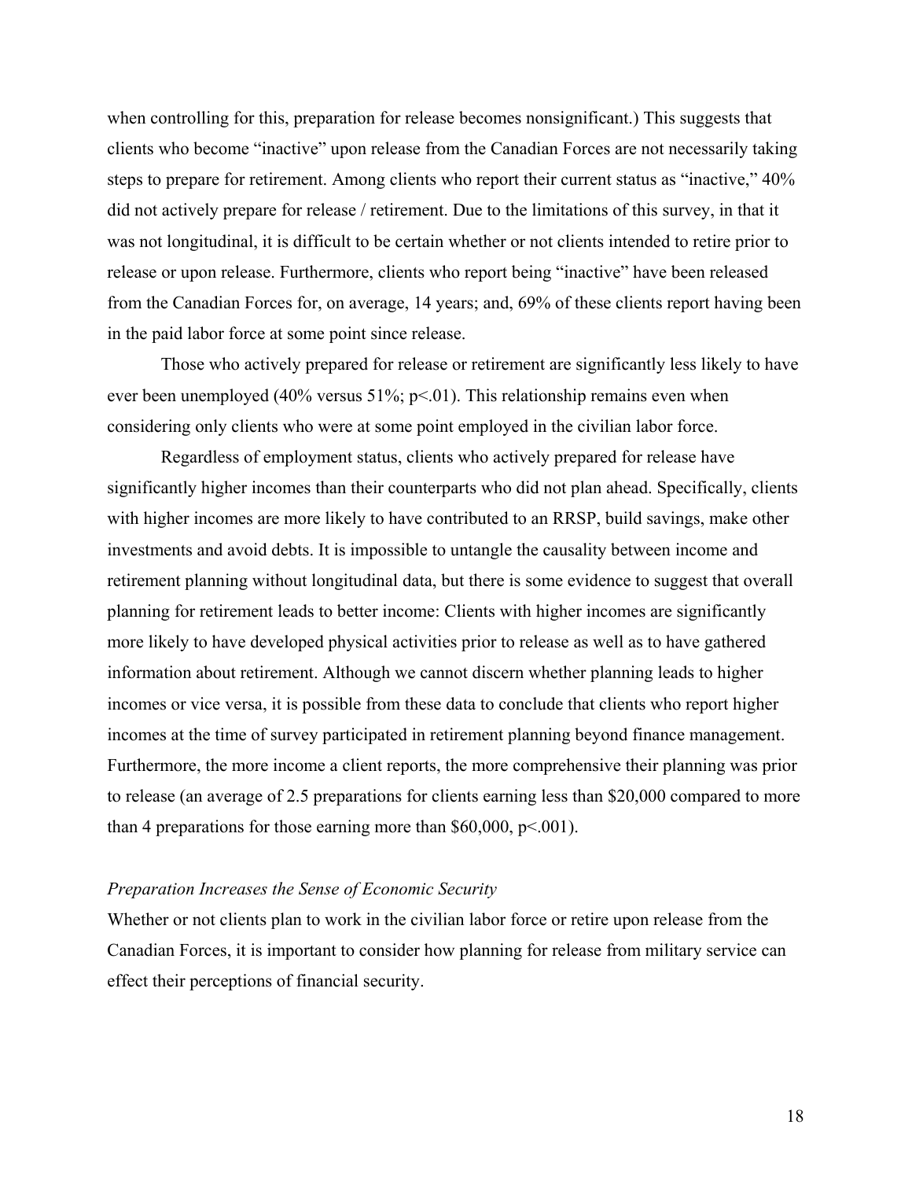when controlling for this, preparation for release becomes nonsignificant.) This suggests that clients who become "inactive" upon release from the Canadian Forces are not necessarily taking steps to prepare for retirement. Among clients who report their current status as "inactive," 40% did not actively prepare for release / retirement. Due to the limitations of this survey, in that it was not longitudinal, it is difficult to be certain whether or not clients intended to retire prior to release or upon release. Furthermore, clients who report being "inactive" have been released from the Canadian Forces for, on average, 14 years; and, 69% of these clients report having been in the paid labor force at some point since release.

Those who actively prepared for release or retirement are significantly less likely to have ever been unemployed (40% versus 51%; $p<.01$). This relationship remains even when considering only clients who were at some point employed in the civilian labor force.

Regardless of employment status, clients who actively prepared for release have significantly higher incomes than their counterparts who did not plan ahead. Specifically, clients with higher incomes are more likely to have contributed to an RRSP, build savings, make other investments and avoid debts. It is impossible to untangle the causality between income and retirement planning without longitudinal data, but there is some evidence to suggest that overall planning for retirement leads to better income: Clients with higher incomes are significantly more likely to have developed physical activities prior to release as well as to have gathered information about retirement. Although we cannot discern whether planning leads to higher incomes or vice versa, it is possible from these data to conclude that clients who report higher incomes at the time of survey participated in retirement planning beyond finance management. Furthermore, the more income a client reports, the more comprehensive their planning was prior to release (an average of 2.5 preparations for clients earning less than $20,000 compared to more than 4 preparations for those earning more than $60,000, $p<.001$).

*Preparation Increases the Sense of Economic Security*

Whether or not clients plan to work in the civilian labor force or retire upon release from the Canadian Forces, it is important to consider how planning for release from military service can effect their perceptions of financial security.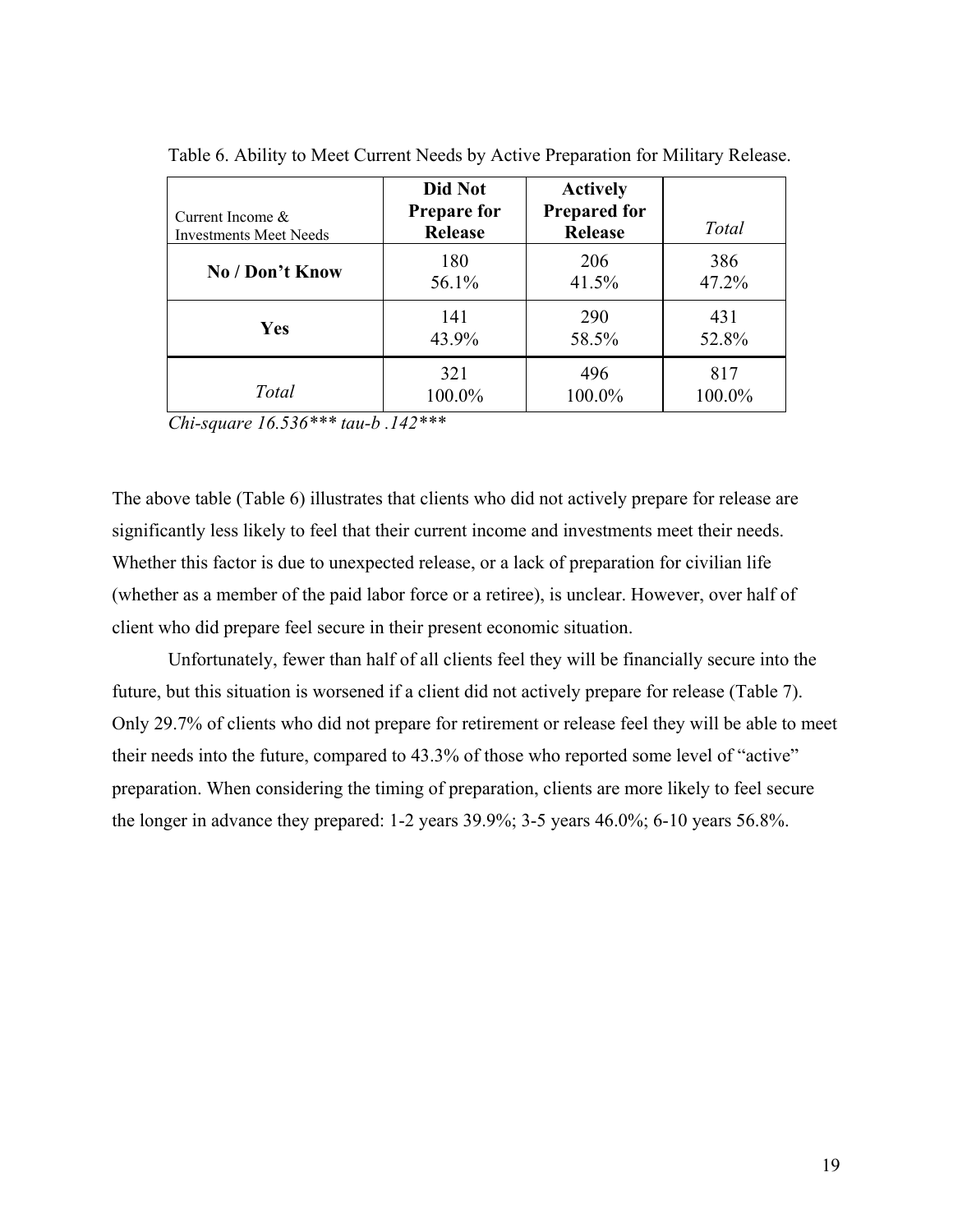Table 6. Ability to Meet Current Needs by Active Preparation for Military Release.

| Current Income & Investments Meet Needs | Did Not Prepare for Release | Actively Prepared for Release | *Total* |
|---|---|---|---|
| **No / Don't Know** | 180<br>56.1% | 206<br>41.5% | 386<br>47.2% |
| **Yes** | 141<br>43.9% | 290<br>58.5% | 431<br>52.8% |
| *Total* | 321<br>100.0% | 496<br>100.0% | 817<br>100.0% |

*Chi-square 16.536*** tau-b .142****

The above table (Table 6) illustrates that clients who did not actively prepare for release are significantly less likely to feel that their current income and investments meet their needs. Whether this factor is due to unexpected release, or a lack of preparation for civilian life (whether as a member of the paid labor force or a retiree), is unclear. However, over half of client who did prepare feel secure in their present economic situation.

Unfortunately, fewer than half of all clients feel they will be financially secure into the future, but this situation is worsened if a client did not actively prepare for release (Table 7). Only 29.7% of clients who did not prepare for retirement or release feel they will be able to meet their needs into the future, compared to 43.3% of those who reported some level of "active" preparation. When considering the timing of preparation, clients are more likely to feel secure the longer in advance they prepared: 1-2 years 39.9%; 3-5 years 46.0%; 6-10 years 56.8%.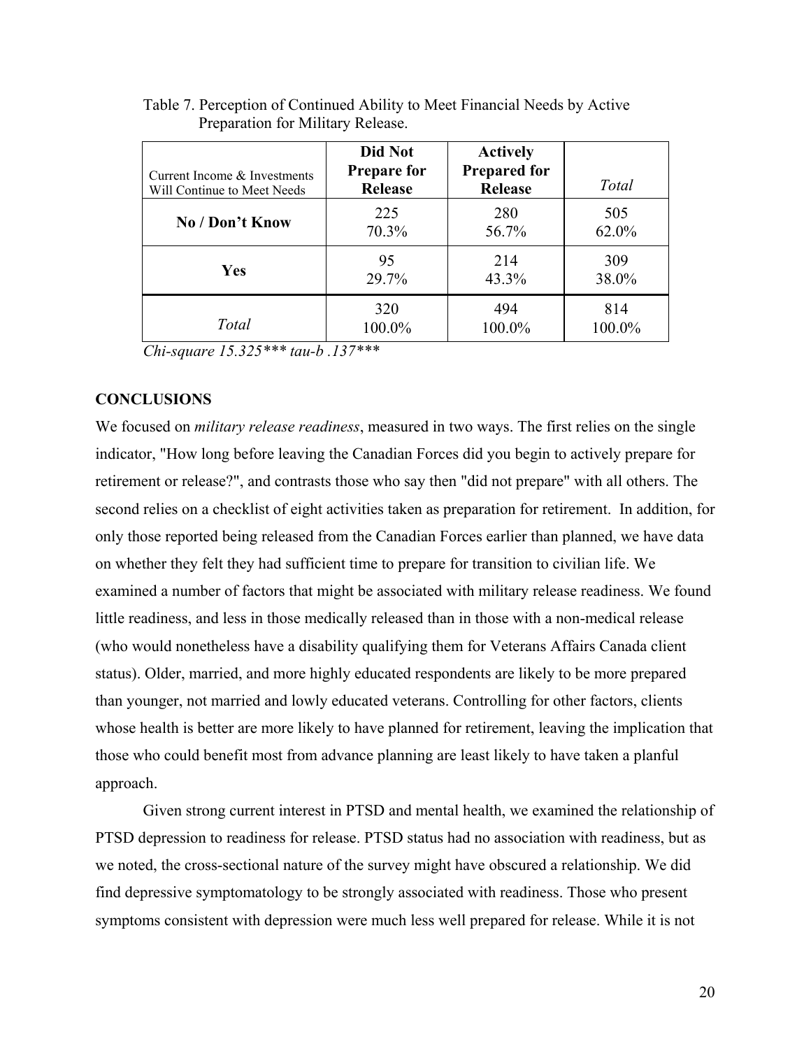Table 7. Perception of Continued Ability to Meet Financial Needs by Active Preparation for Military Release.

| Current Income & Investments Will Continue to Meet Needs | **Did Not Prepare for Release** | **Actively Prepared for Release** | *Total* |
|---|---|---|---|
| **No / Don't Know** | 225<br>70.3% | 280<br>56.7% | 505<br>62.0% |
| **Yes** | 95<br>29.7% | 214<br>43.3% | 309<br>38.0% |
| *Total* | 320<br>100.0% | 494<br>100.0% | 814<br>100.0% |

*Chi-square 15.325*** tau-b .137****

**CONCLUSIONS**

We focused on *military release readiness*, measured in two ways. The first relies on the single indicator, "How long before leaving the Canadian Forces did you begin to actively prepare for retirement or release?", and contrasts those who say then "did not prepare" with all others. The second relies on a checklist of eight activities taken as preparation for retirement. In addition, for only those reported being released from the Canadian Forces earlier than planned, we have data on whether they felt they had sufficient time to prepare for transition to civilian life. We examined a number of factors that might be associated with military release readiness. We found little readiness, and less in those medically released than in those with a non-medical release (who would nonetheless have a disability qualifying them for Veterans Affairs Canada client status). Older, married, and more highly educated respondents are likely to be more prepared than younger, not married and lowly educated veterans. Controlling for other factors, clients whose health is better are more likely to have planned for retirement, leaving the implication that those who could benefit most from advance planning are least likely to have taken a planful approach.

Given strong current interest in PTSD and mental health, we examined the relationship of PTSD depression to readiness for release. PTSD status had no association with readiness, but as we noted, the cross-sectional nature of the survey might have obscured a relationship. We did find depressive symptomatology to be strongly associated with readiness. Those who present symptoms consistent with depression were much less well prepared for release. While it is not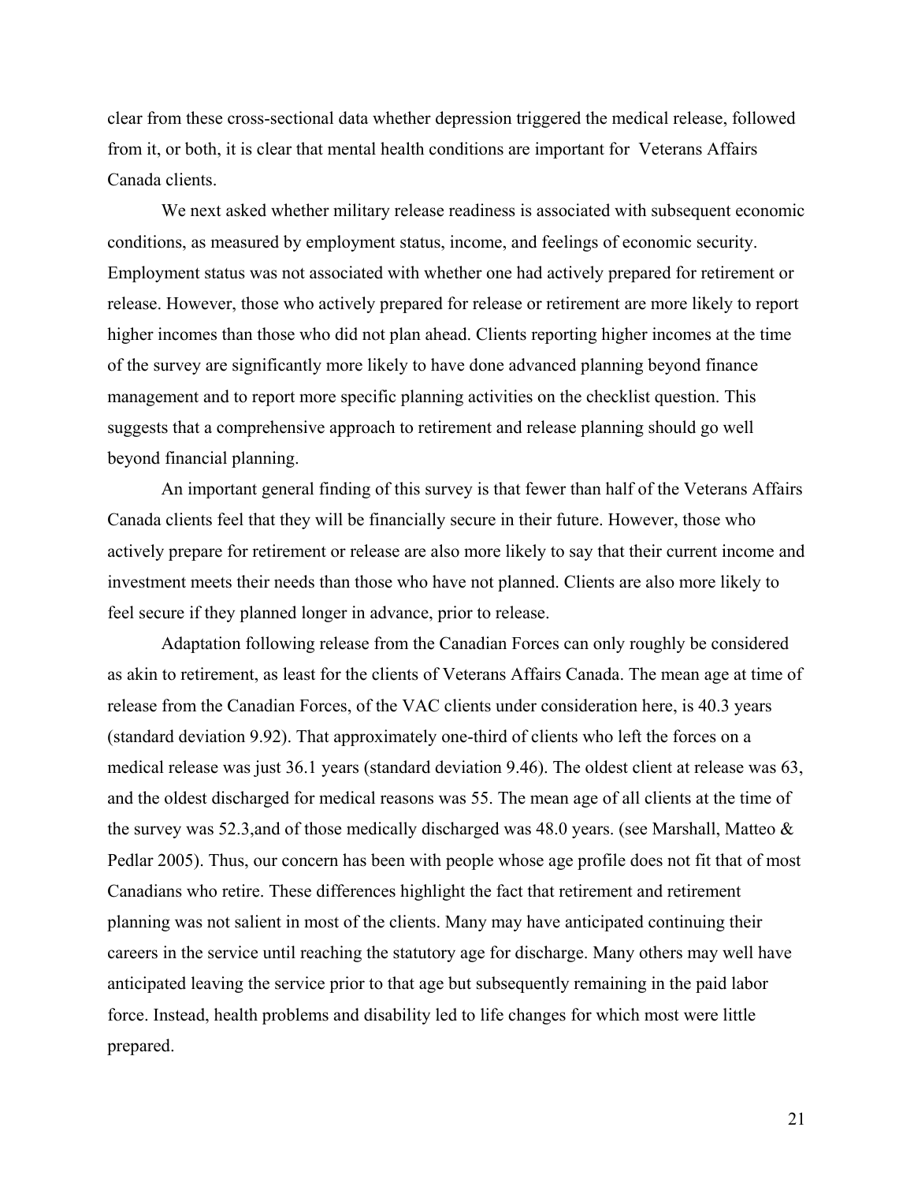clear from these cross-sectional data whether depression triggered the medical release, followed from it, or both, it is clear that mental health conditions are important for Veterans Affairs Canada clients.

We next asked whether military release readiness is associated with subsequent economic conditions, as measured by employment status, income, and feelings of economic security. Employment status was not associated with whether one had actively prepared for retirement or release. However, those who actively prepared for release or retirement are more likely to report higher incomes than those who did not plan ahead. Clients reporting higher incomes at the time of the survey are significantly more likely to have done advanced planning beyond finance management and to report more specific planning activities on the checklist question. This suggests that a comprehensive approach to retirement and release planning should go well beyond financial planning.

An important general finding of this survey is that fewer than half of the Veterans Affairs Canada clients feel that they will be financially secure in their future. However, those who actively prepare for retirement or release are also more likely to say that their current income and investment meets their needs than those who have not planned. Clients are also more likely to feel secure if they planned longer in advance, prior to release.

Adaptation following release from the Canadian Forces can only roughly be considered as akin to retirement, as least for the clients of Veterans Affairs Canada. The mean age at time of release from the Canadian Forces, of the VAC clients under consideration here, is 40.3 years (standard deviation 9.92). That approximately one-third of clients who left the forces on a medical release was just 36.1 years (standard deviation 9.46). The oldest client at release was 63, and the oldest discharged for medical reasons was 55. The mean age of all clients at the time of the survey was 52.3,and of those medically discharged was 48.0 years. (see Marshall, Matteo & Pedlar 2005). Thus, our concern has been with people whose age profile does not fit that of most Canadians who retire. These differences highlight the fact that retirement and retirement planning was not salient in most of the clients. Many may have anticipated continuing their careers in the service until reaching the statutory age for discharge. Many others may well have anticipated leaving the service prior to that age but subsequently remaining in the paid labor force. Instead, health problems and disability led to life changes for which most were little prepared.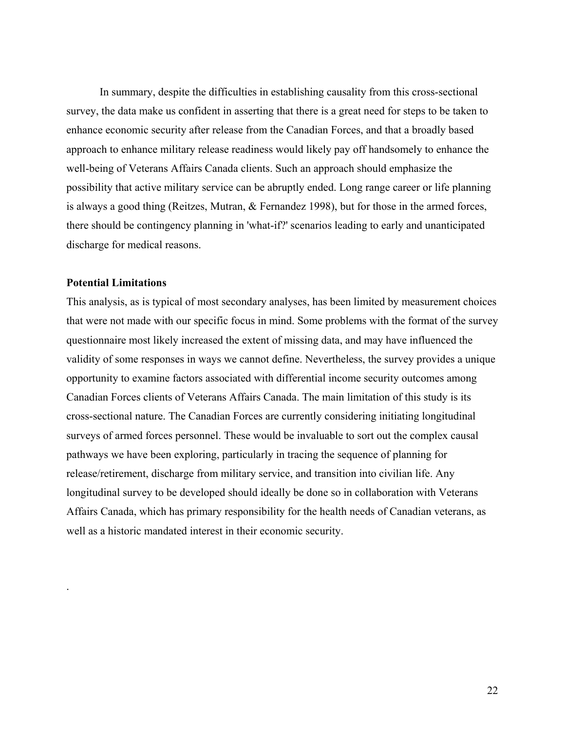In summary, despite the difficulties in establishing causality from this cross-sectional survey, the data make us confident in asserting that there is a great need for steps to be taken to enhance economic security after release from the Canadian Forces, and that a broadly based approach to enhance military release readiness would likely pay off handsomely to enhance the well-being of Veterans Affairs Canada clients. Such an approach should emphasize the possibility that active military service can be abruptly ended. Long range career or life planning is always a good thing (Reitzes, Mutran, & Fernandez 1998), but for those in the armed forces, there should be contingency planning in 'what-if?' scenarios leading to early and unanticipated discharge for medical reasons.

**Potential Limitations**

This analysis, as is typical of most secondary analyses, has been limited by measurement choices that were not made with our specific focus in mind. Some problems with the format of the survey questionnaire most likely increased the extent of missing data, and may have influenced the validity of some responses in ways we cannot define. Nevertheless, the survey provides a unique opportunity to examine factors associated with differential income security outcomes among Canadian Forces clients of Veterans Affairs Canada. The main limitation of this study is its cross-sectional nature. The Canadian Forces are currently considering initiating longitudinal surveys of armed forces personnel. These would be invaluable to sort out the complex causal pathways we have been exploring, particularly in tracing the sequence of planning for release/retirement, discharge from military service, and transition into civilian life. Any longitudinal survey to be developed should ideally be done so in collaboration with Veterans Affairs Canada, which has primary responsibility for the health needs of Canadian veterans, as well as a historic mandated interest in their economic security.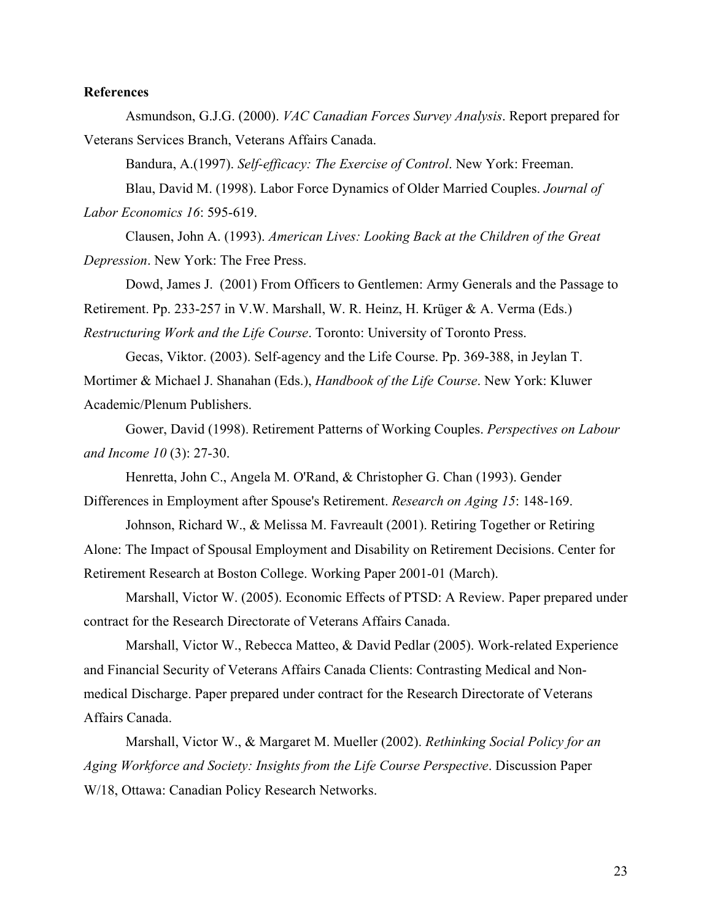**References**

Asmundson, G.J.G. (2000). *VAC Canadian Forces Survey Analysis*. Report prepared for Veterans Services Branch, Veterans Affairs Canada.

Bandura, A.(1997). *Self-efficacy: The Exercise of Control*. New York: Freeman.

Blau, David M. (1998). Labor Force Dynamics of Older Married Couples. *Journal of Labor Economics 16*: 595-619.

Clausen, John A. (1993). *American Lives: Looking Back at the Children of the Great Depression*. New York: The Free Press.

Dowd, James J. (2001) From Officers to Gentlemen: Army Generals and the Passage to Retirement. Pp. 233-257 in V.W. Marshall, W. R. Heinz, H. Krüger & A. Verma (Eds.) *Restructuring Work and the Life Course*. Toronto: University of Toronto Press.

Gecas, Viktor. (2003). Self-agency and the Life Course. Pp. 369-388, in Jeylan T. Mortimer & Michael J. Shanahan (Eds.), *Handbook of the Life Course*. New York: Kluwer Academic/Plenum Publishers.

Gower, David (1998). Retirement Patterns of Working Couples. *Perspectives on Labour and Income 10* (3): 27-30.

Henretta, John C., Angela M. O'Rand, & Christopher G. Chan (1993). Gender Differences in Employment after Spouse's Retirement. *Research on Aging 15*: 148-169.

Johnson, Richard W., & Melissa M. Favreault (2001). Retiring Together or Retiring Alone: The Impact of Spousal Employment and Disability on Retirement Decisions. Center for Retirement Research at Boston College. Working Paper 2001-01 (March).

Marshall, Victor W. (2005). Economic Effects of PTSD: A Review. Paper prepared under contract for the Research Directorate of Veterans Affairs Canada.

Marshall, Victor W., Rebecca Matteo, & David Pedlar (2005). Work-related Experience and Financial Security of Veterans Affairs Canada Clients: Contrasting Medical and Non-medical Discharge. Paper prepared under contract for the Research Directorate of Veterans Affairs Canada.

Marshall, Victor W., & Margaret M. Mueller (2002). *Rethinking Social Policy for an Aging Workforce and Society: Insights from the Life Course Perspective*. Discussion Paper W/18, Ottawa: Canadian Policy Research Networks.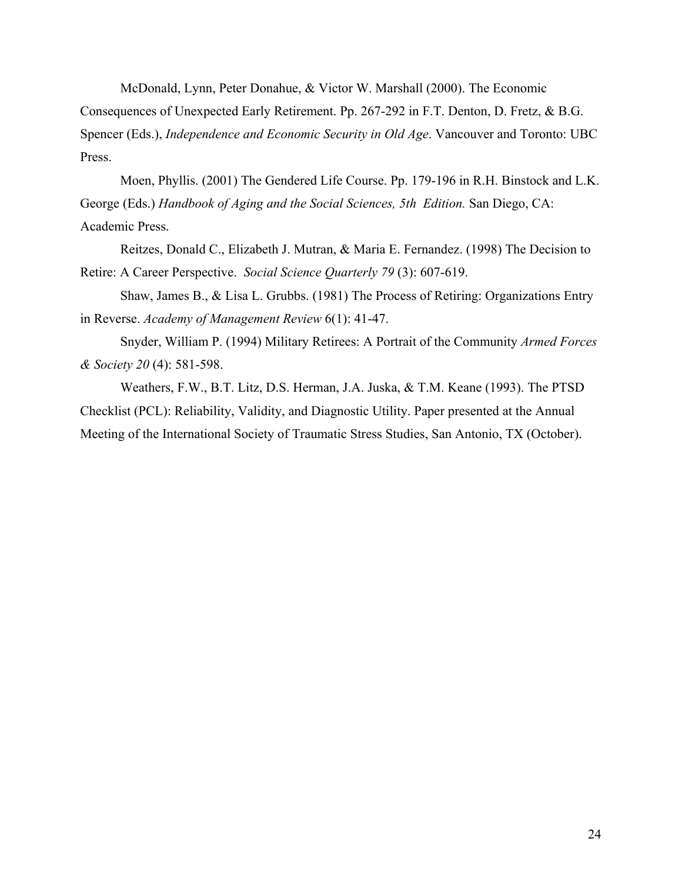McDonald, Lynn, Peter Donahue, & Victor W. Marshall (2000). The Economic Consequences of Unexpected Early Retirement. Pp. 267-292 in F.T. Denton, D. Fretz, & B.G. Spencer (Eds.), *Independence and Economic Security in Old Age*. Vancouver and Toronto: UBC Press.

Moen, Phyllis. (2001) The Gendered Life Course. Pp. 179-196 in R.H. Binstock and L.K. George (Eds.) *Handbook of Aging and the Social Sciences, 5th Edition.* San Diego, CA: Academic Press.

Reitzes, Donald C., Elizabeth J. Mutran, & Maria E. Fernandez. (1998) The Decision to Retire: A Career Perspective. *Social Science Quarterly 79* (3): 607-619.

Shaw, James B., & Lisa L. Grubbs. (1981) The Process of Retiring: Organizations Entry in Reverse. *Academy of Management Review* 6(1): 41-47.

Snyder, William P. (1994) Military Retirees: A Portrait of the Community *Armed Forces & Society 20* (4): 581-598.

Weathers, F.W., B.T. Litz, D.S. Herman, J.A. Juska, & T.M. Keane (1993). The PTSD Checklist (PCL): Reliability, Validity, and Diagnostic Utility. Paper presented at the Annual Meeting of the International Society of Traumatic Stress Studies, San Antonio, TX (October).